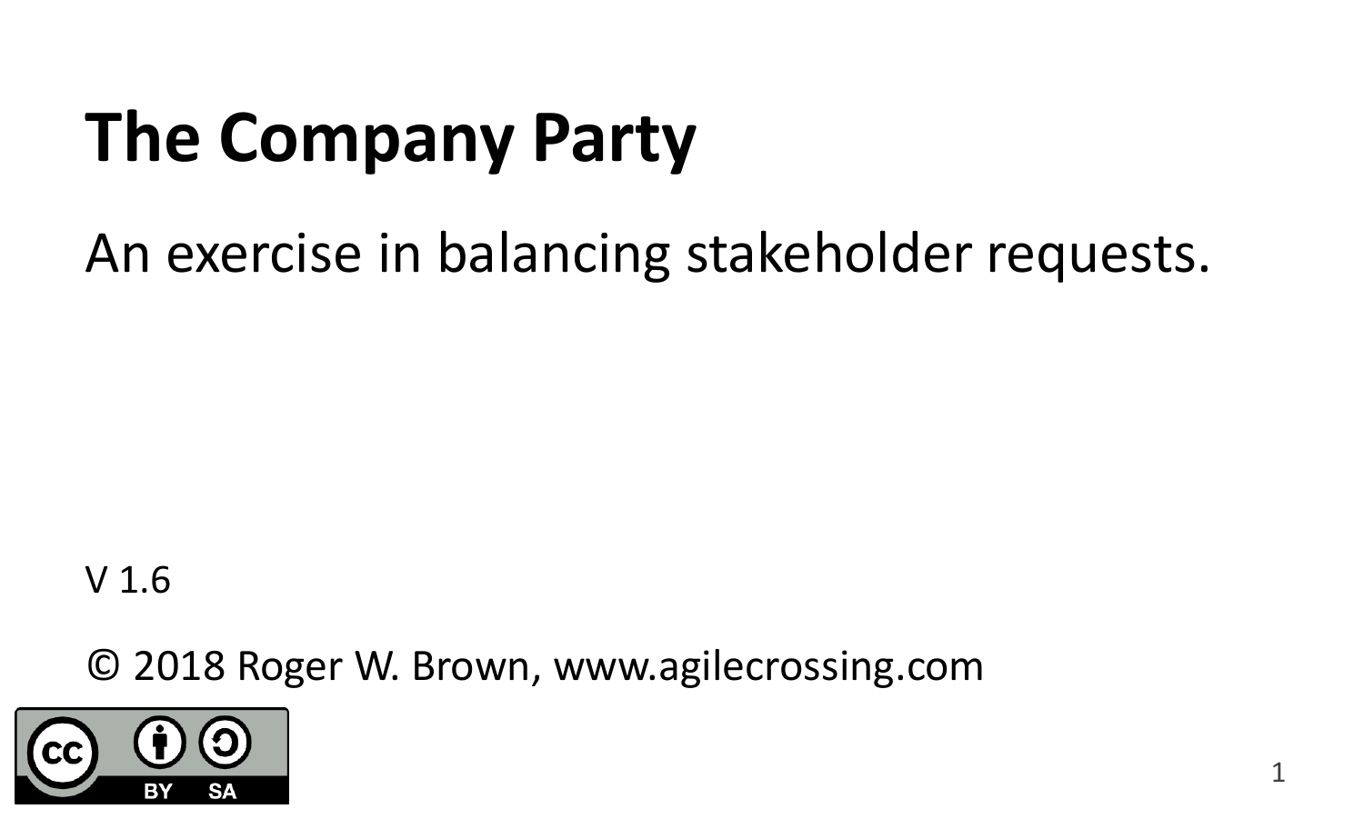# The Company Party

An exercise in balancing stakeholder requests.

V 1.6

© 2018 Roger W. Brown, www.agilecrossing.com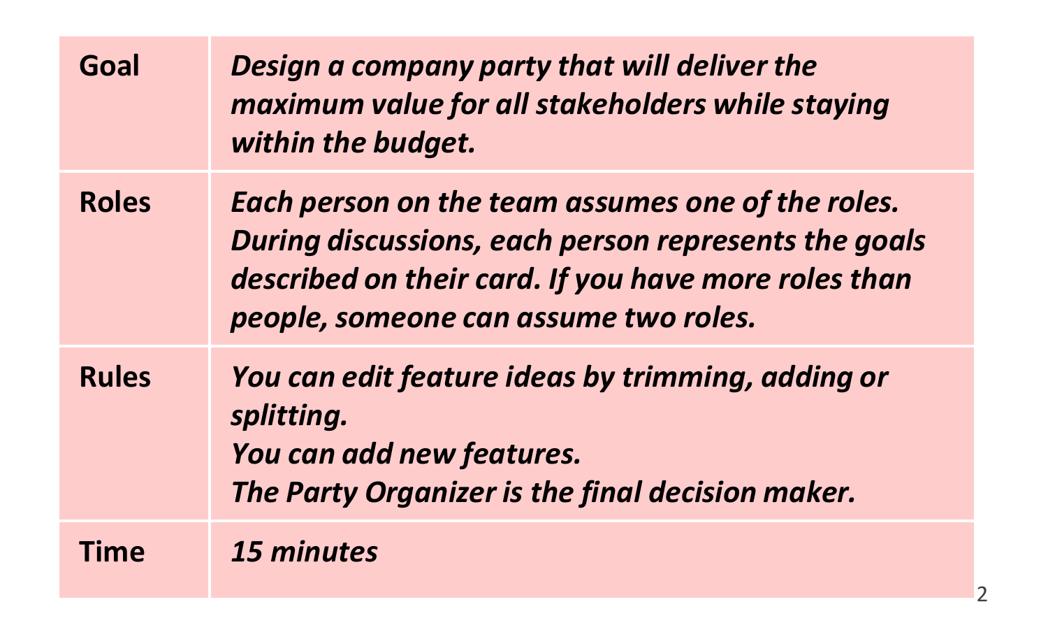| | |
|---|---|
| **Goal** | ***Design a company party that will deliver the maximum value for all stakeholders while staying within the budget.*** |
| **Roles** | ***Each person on the team assumes one of the roles. During discussions, each person represents the goals described on their card. If you have more roles than people, someone can assume two roles.*** |
| **Rules** | ***You can edit feature ideas by trimming, adding or splitting.<br>You can add new features.<br>The Party Organizer is the final decision maker.*** |
| **Time** | ***15 minutes*** |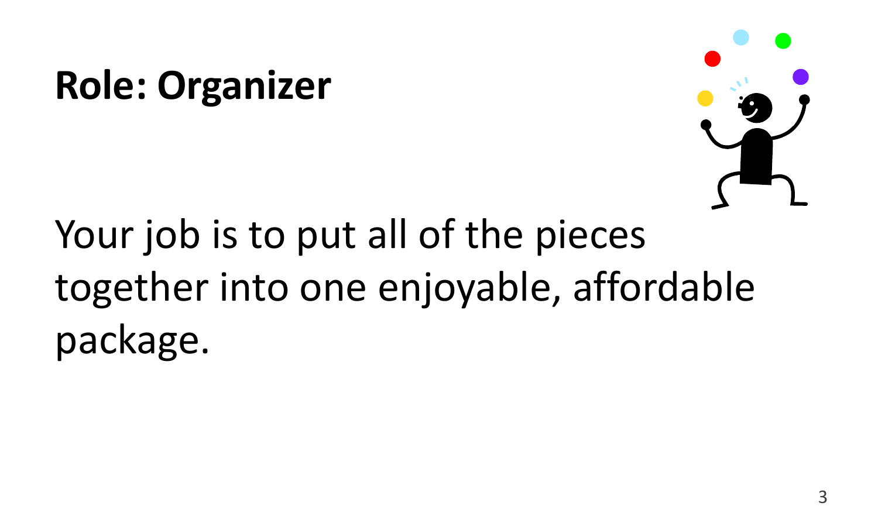# Role: Organizer

Your job is to put all of the pieces together into one enjoyable, affordable package.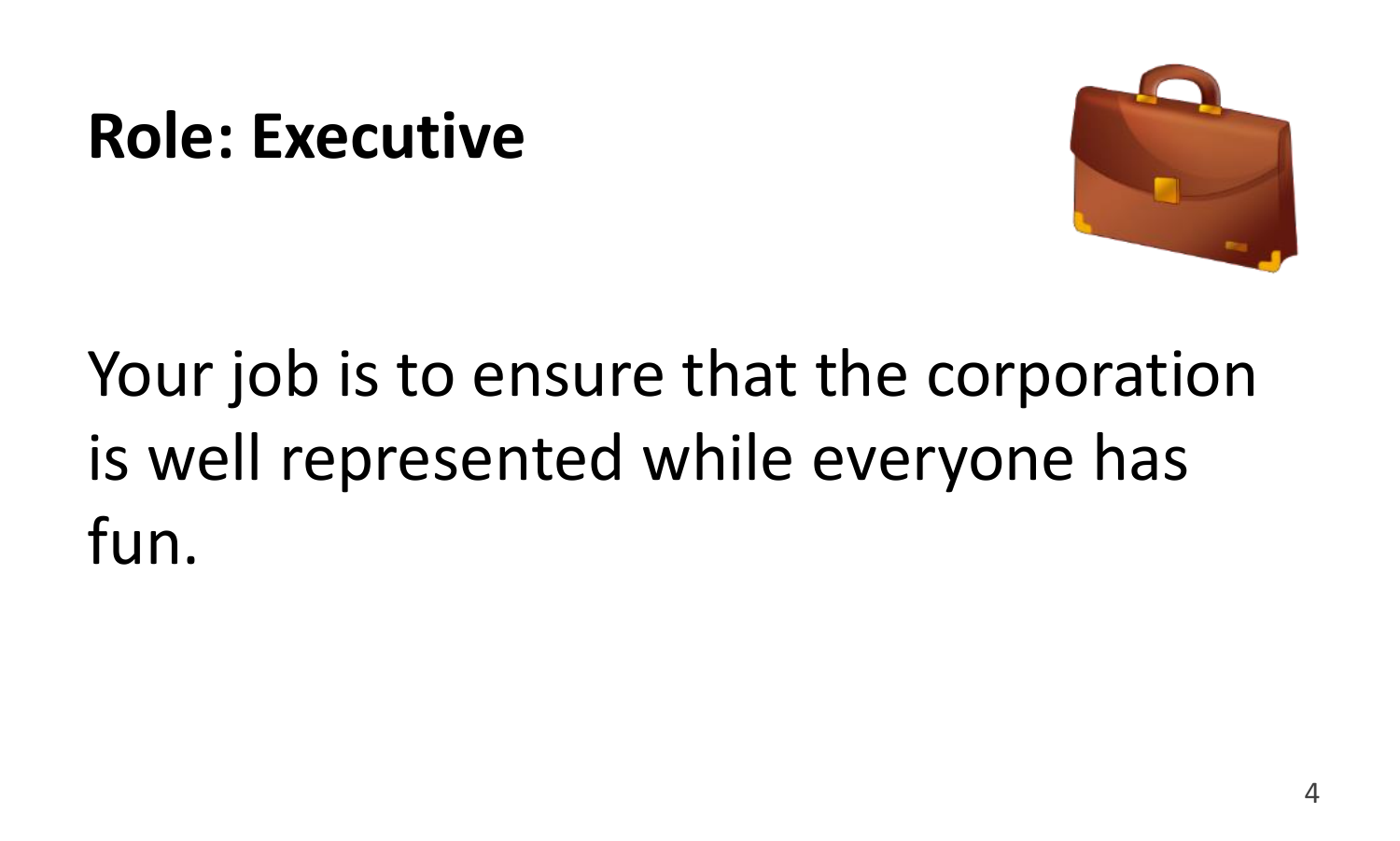# Role: Executive

Your job is to ensure that the corporation is well represented while everyone has fun.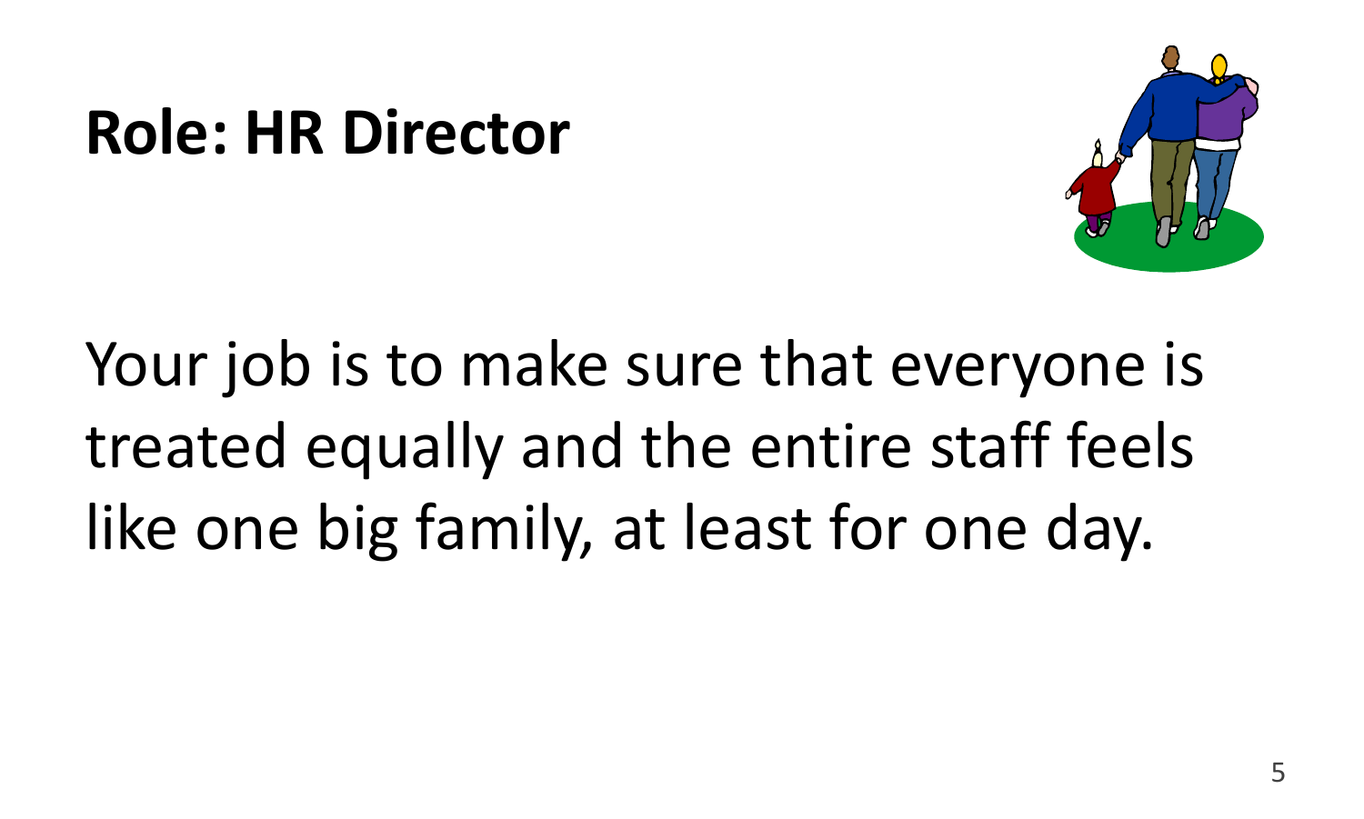# Role: HR Director

Your job is to make sure that everyone is treated equally and the entire staff feels like one big family, at least for one day.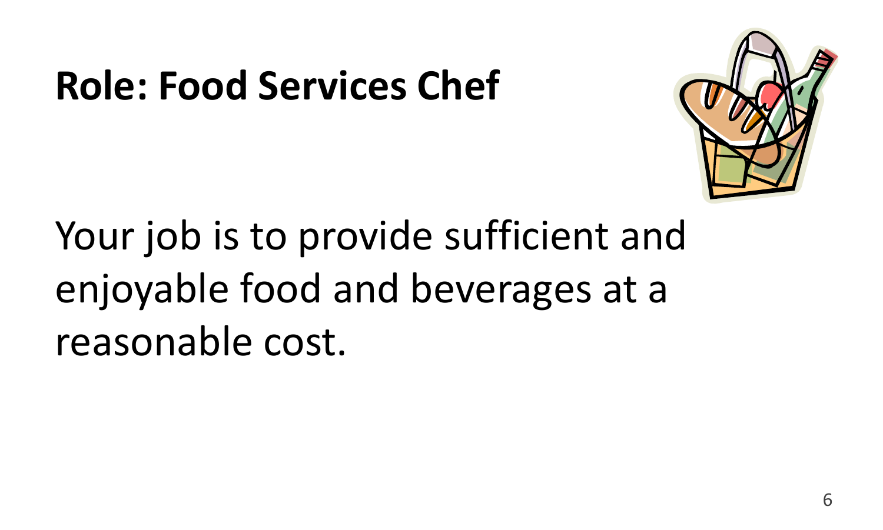# Role: Food Services Chef

Your job is to provide sufficient and enjoyable food and beverages at a reasonable cost.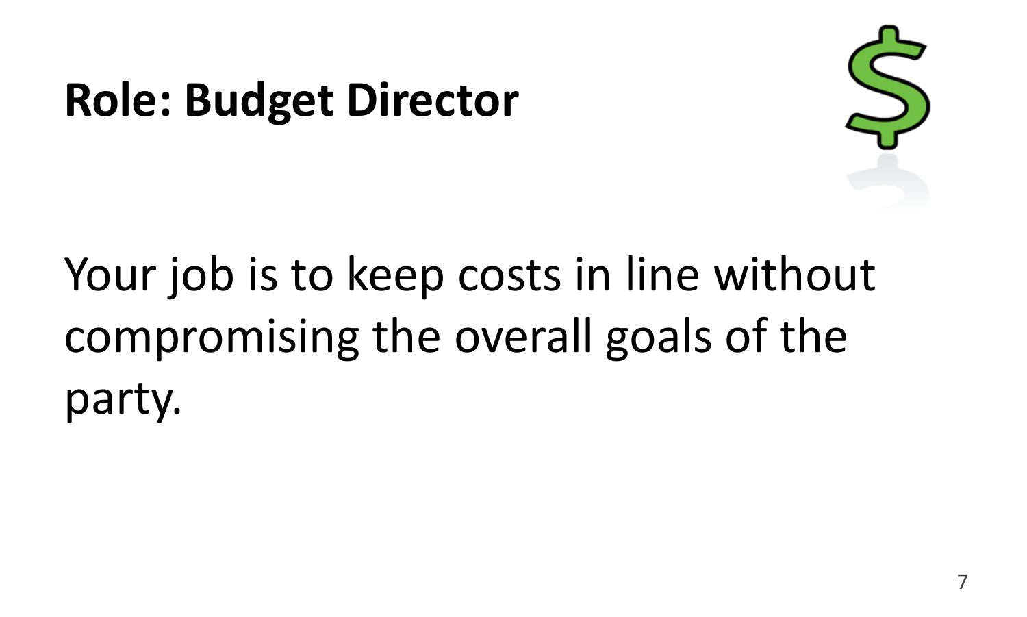# Role: Budget Director

Your job is to keep costs in line without compromising the overall goals of the party.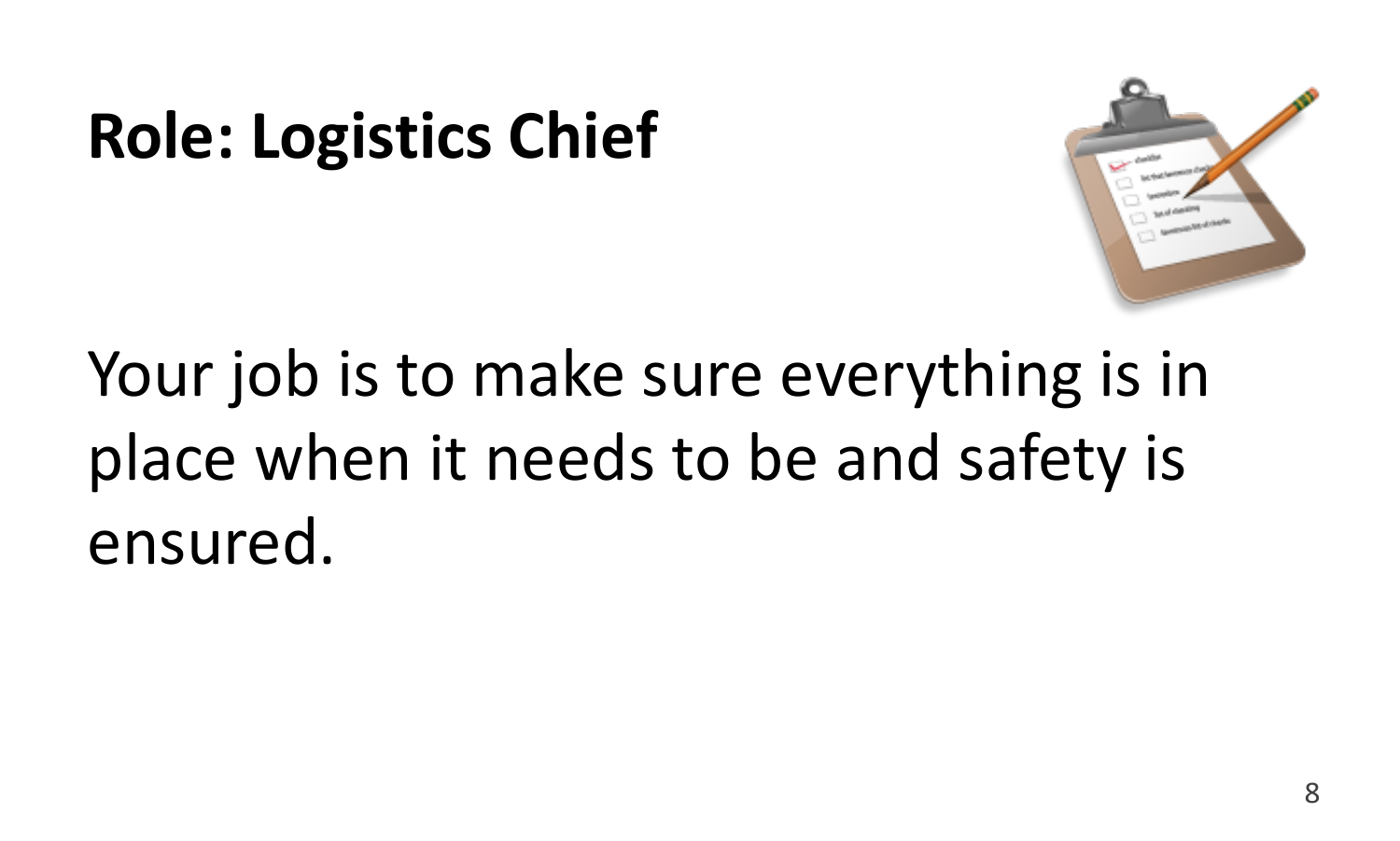# Role: Logistics Chief

Your job is to make sure everything is in place when it needs to be and safety is ensured.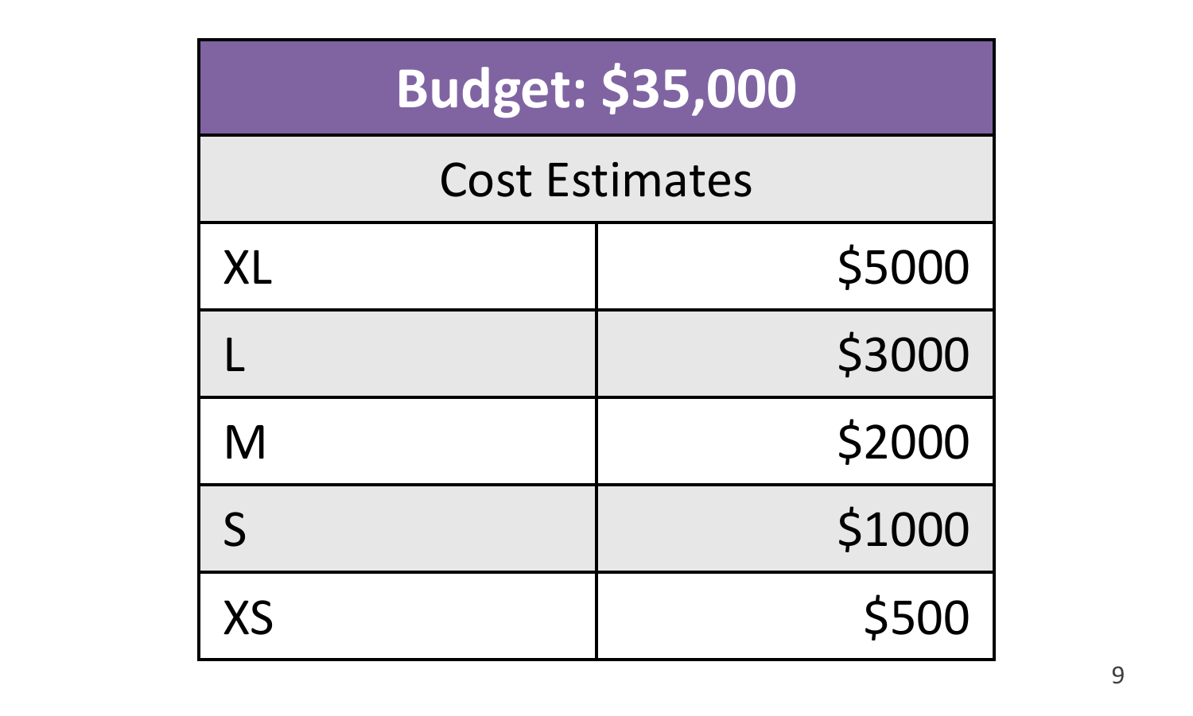| Budget: $35,000 | |
|---|---|
| Cost Estimates | |
| XL | $5000 |
| L | $3000 |
| M | $2000 |
| S | $1000 |
| XS | $500 |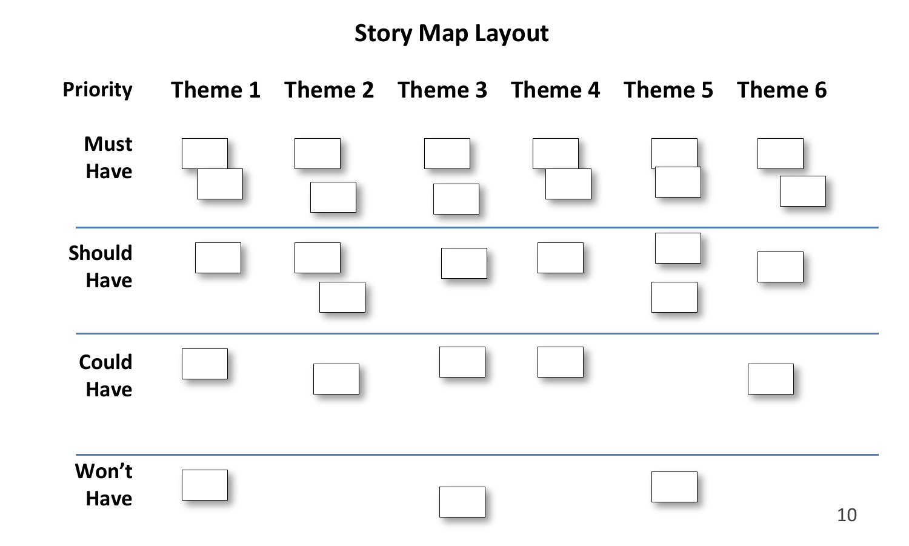# Story Map Layout

| Priority | Theme 1 | Theme 2 | Theme 3 | Theme 4 | Theme 5 | Theme 6 |
|---|---|---|---|---|---|---|
| Must Have | | | | | | |
| Should Have | | | | | | |
| Could Have | | | | | | |
| Won't Have | | | | | | |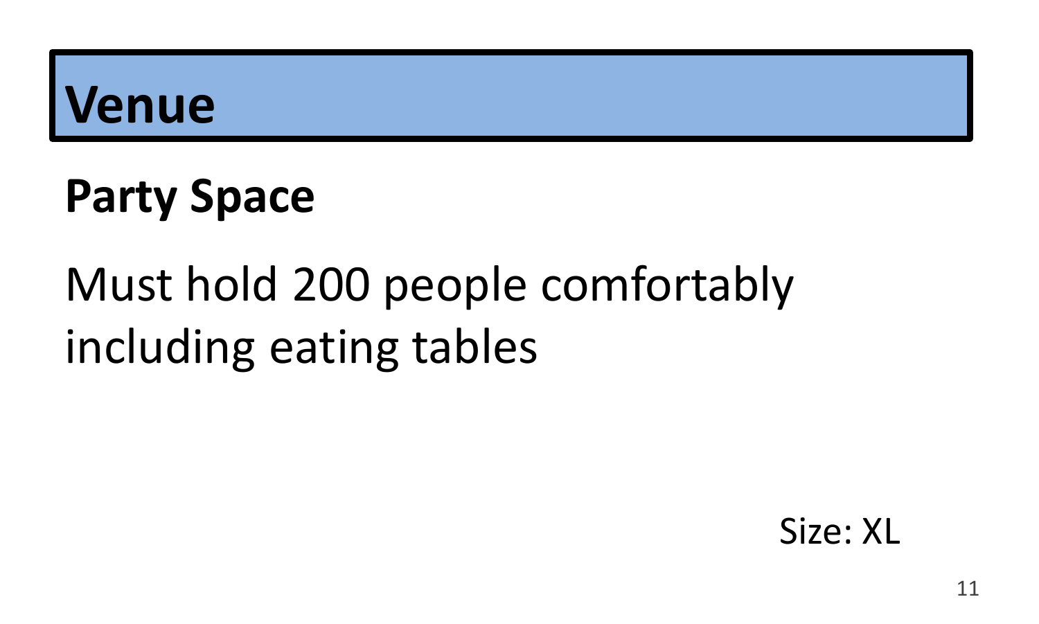# Venue

## Party Space

Must hold 200 people comfortably including eating tables

Size: XL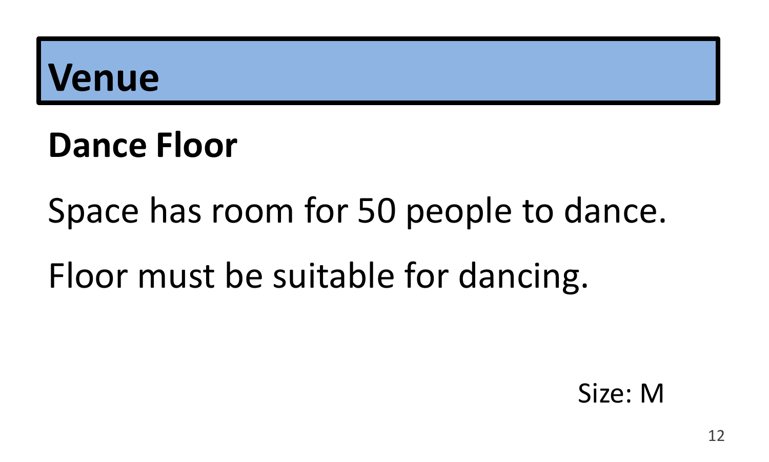# Venue

## Dance Floor

Space has room for 50 people to dance.

Floor must be suitable for dancing.

Size: M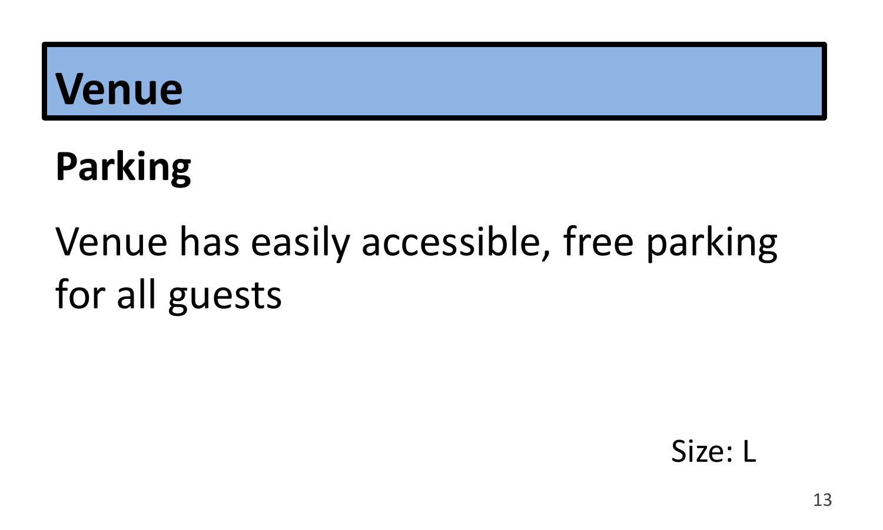# Venue

## Parking

Venue has easily accessible, free parking for all guests

Size: L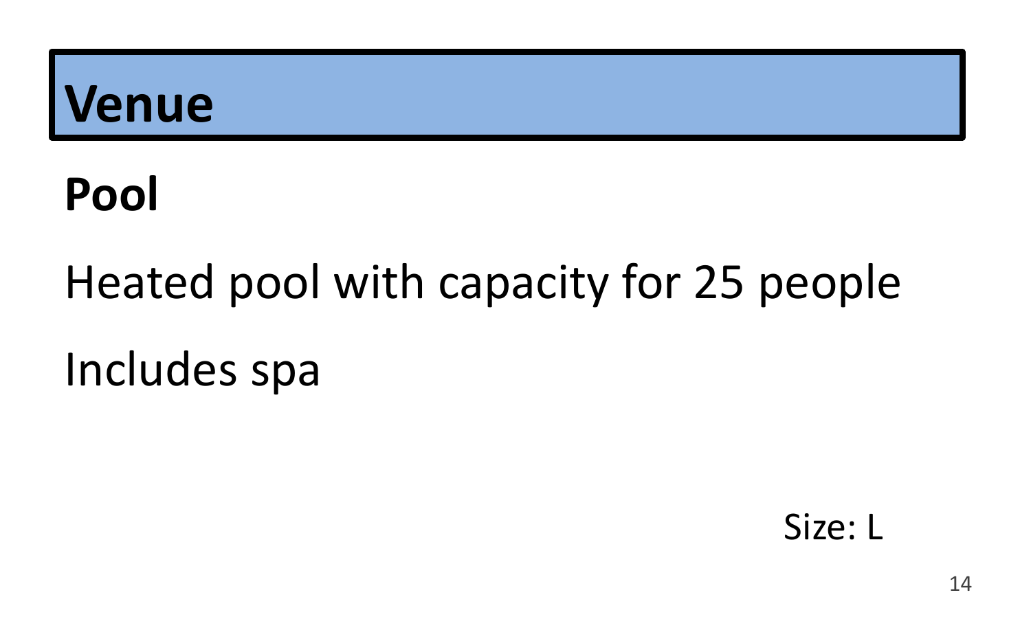# Venue

## Pool

Heated pool with capacity for 25 people

Includes spa

Size: L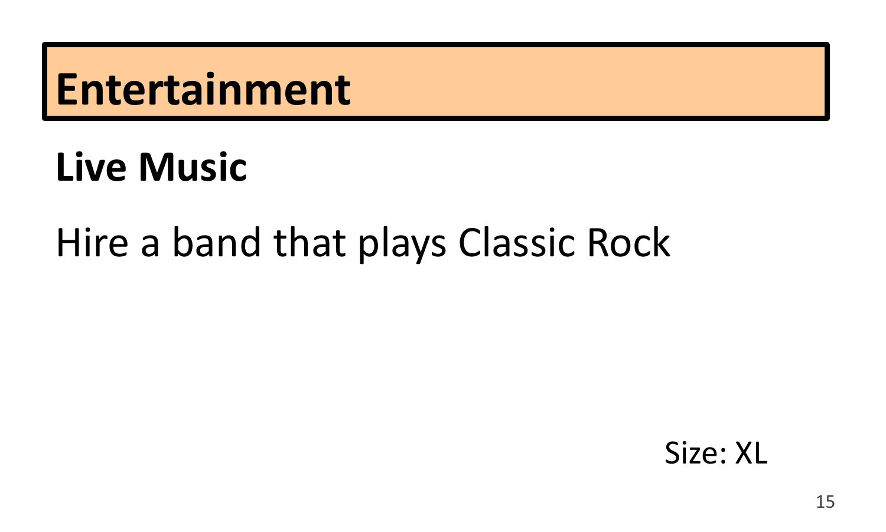# Entertainment

## Live Music

Hire a band that plays Classic Rock

Size: XL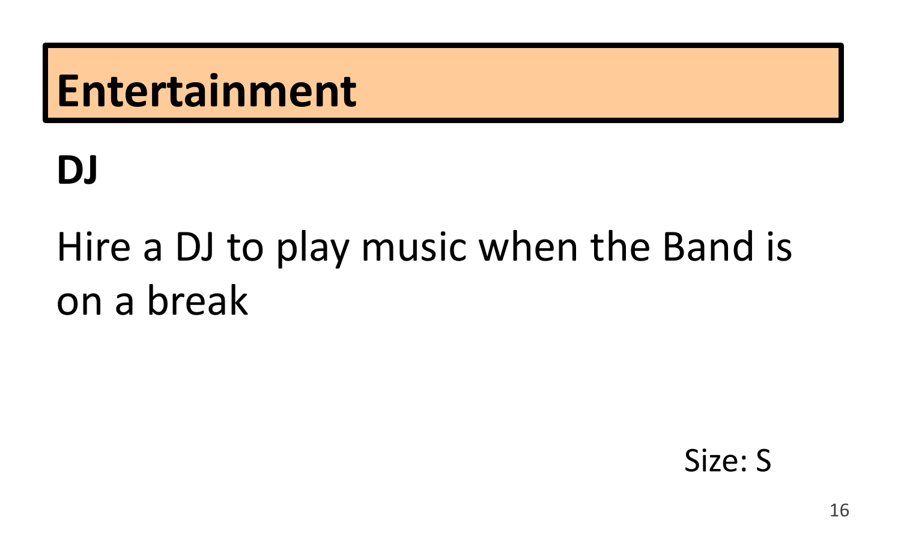# Entertainment

## DJ

Hire a DJ to play music when the Band is on a break

Size: S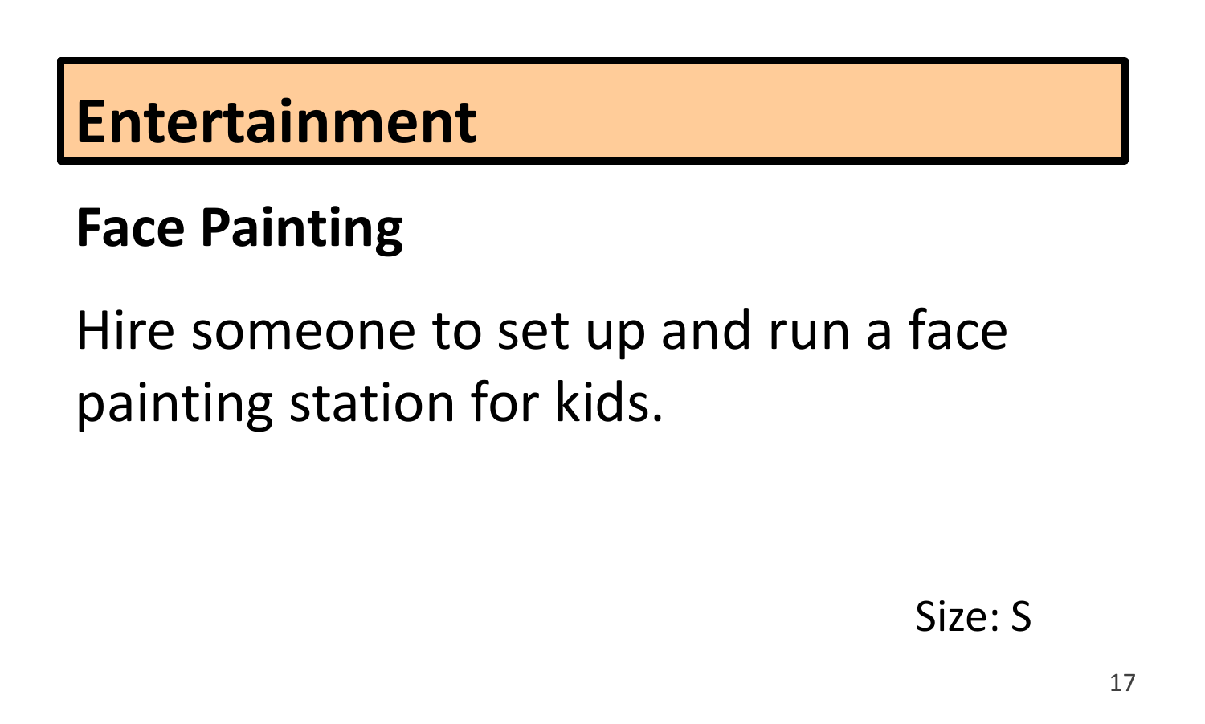# Entertainment

## Face Painting

Hire someone to set up and run a face painting station for kids.

Size: S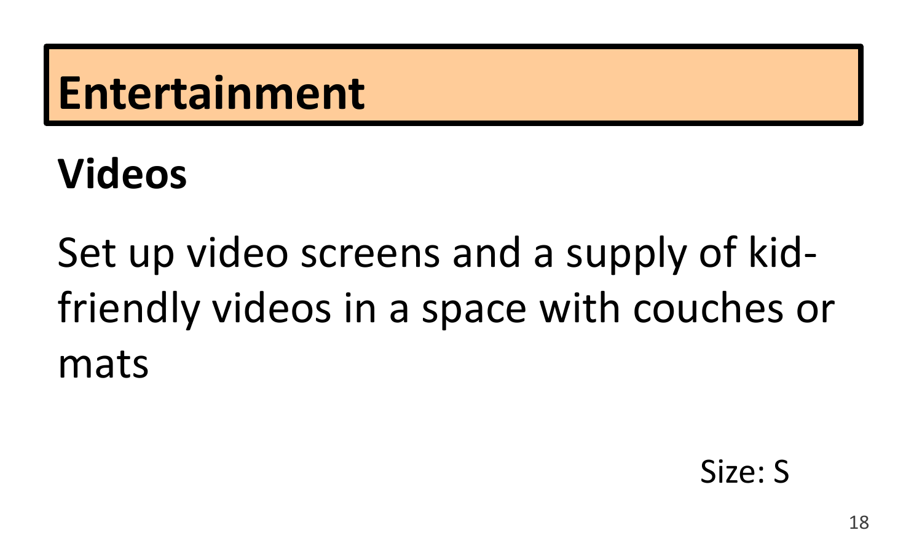# Entertainment

## Videos

Set up video screens and a supply of kid-friendly videos in a space with couches or mats

Size: S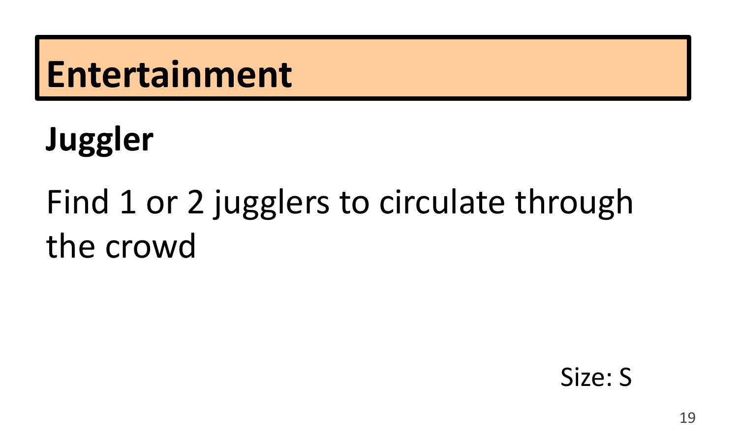# Entertainment

## Juggler

Find 1 or 2 jugglers to circulate through the crowd

Size: S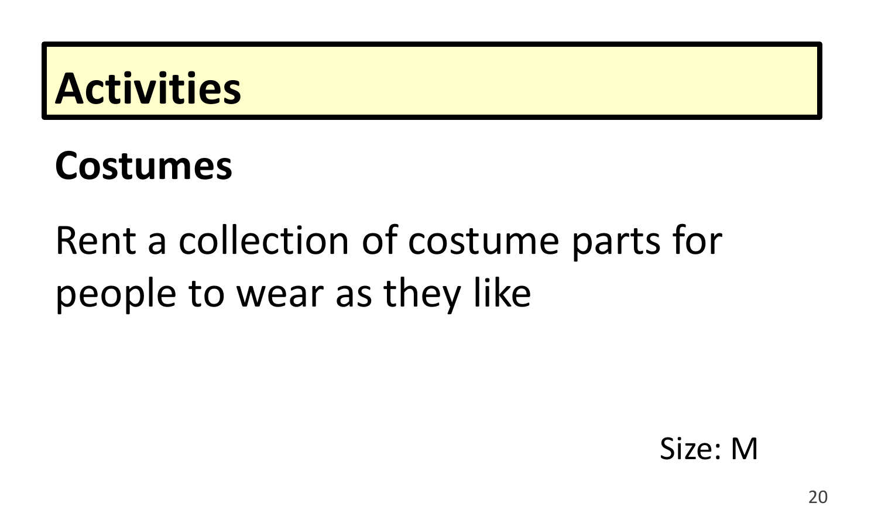# Activities

## Costumes

Rent a collection of costume parts for people to wear as they like

Size: M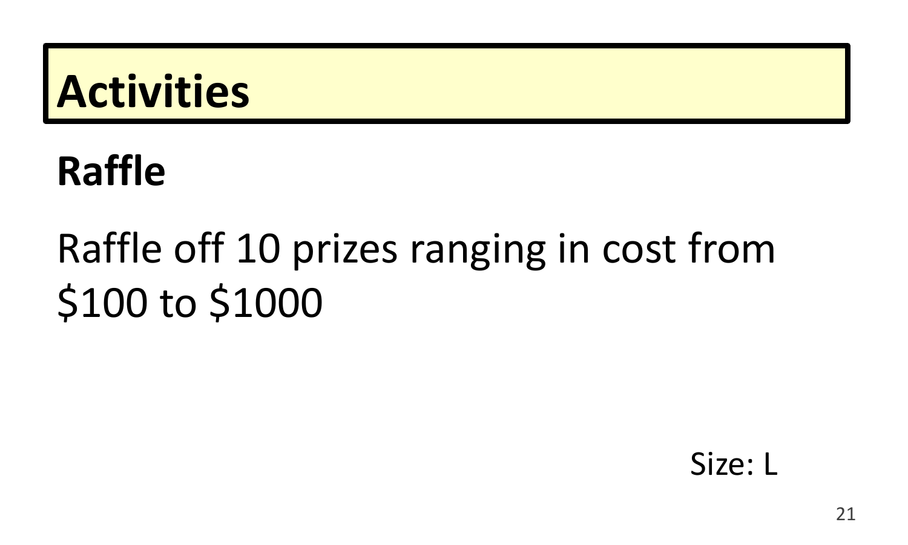# Activities

## Raffle

Raffle off 10 prizes ranging in cost from $100 to $1000

Size: L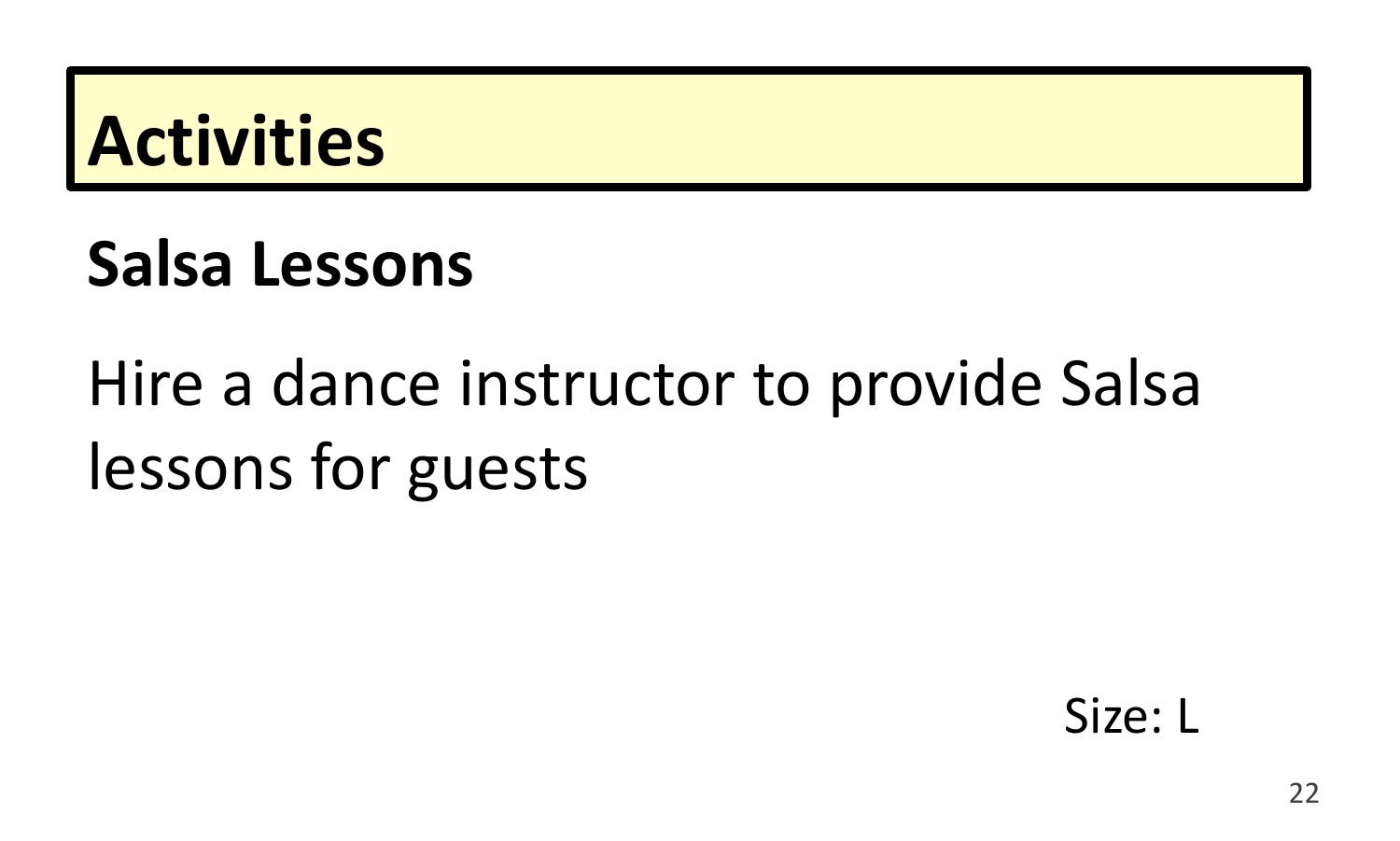# Activities

## Salsa Lessons

Hire a dance instructor to provide Salsa lessons for guests

Size: L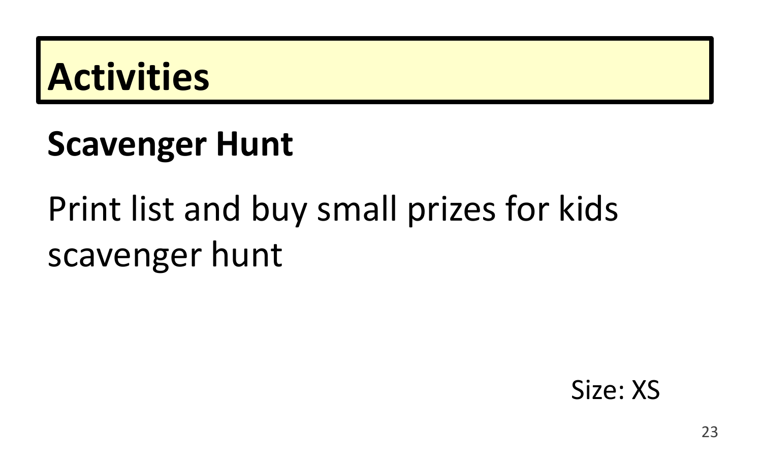# Activities

## Scavenger Hunt

Print list and buy small prizes for kids scavenger hunt

Size: XS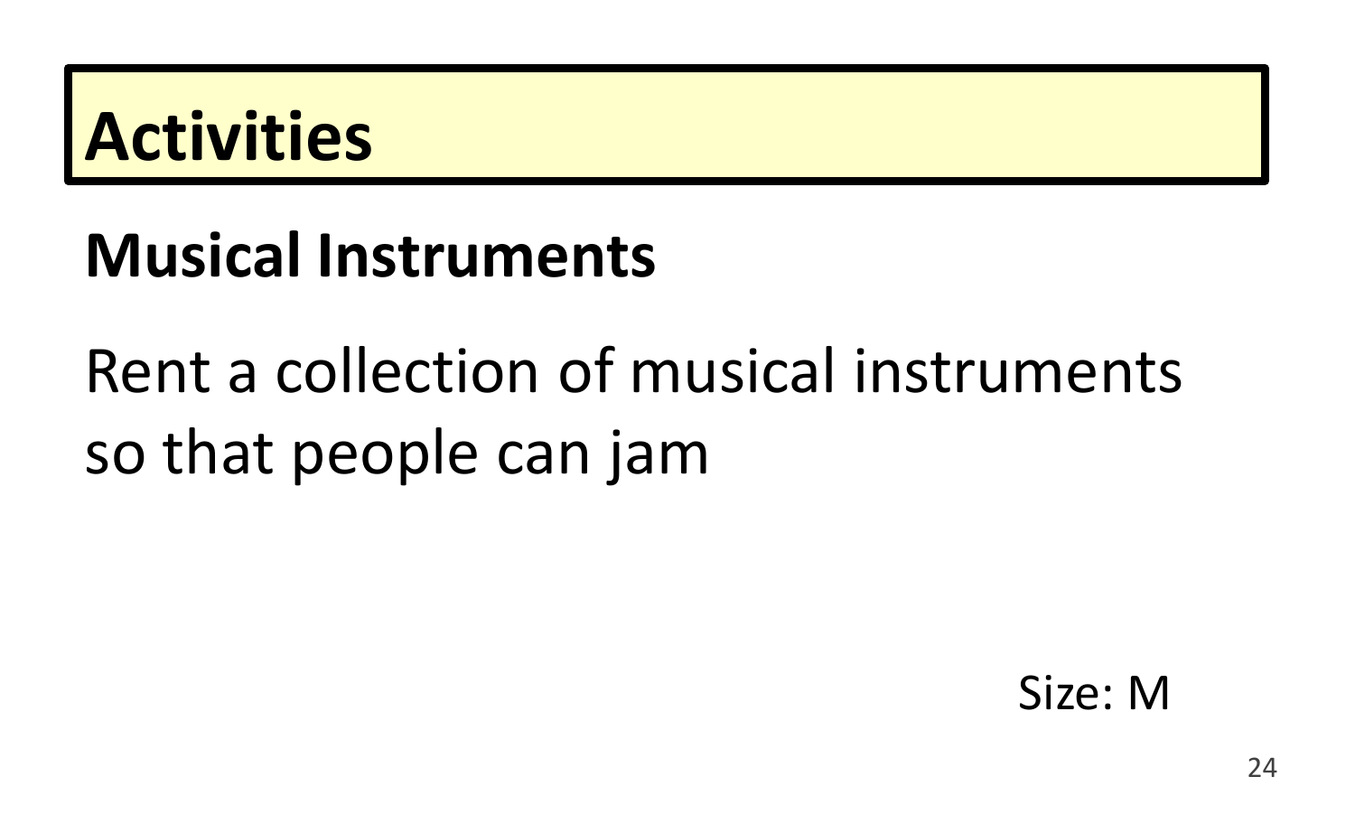# Activities

## Musical Instruments

Rent a collection of musical instruments so that people can jam

Size: M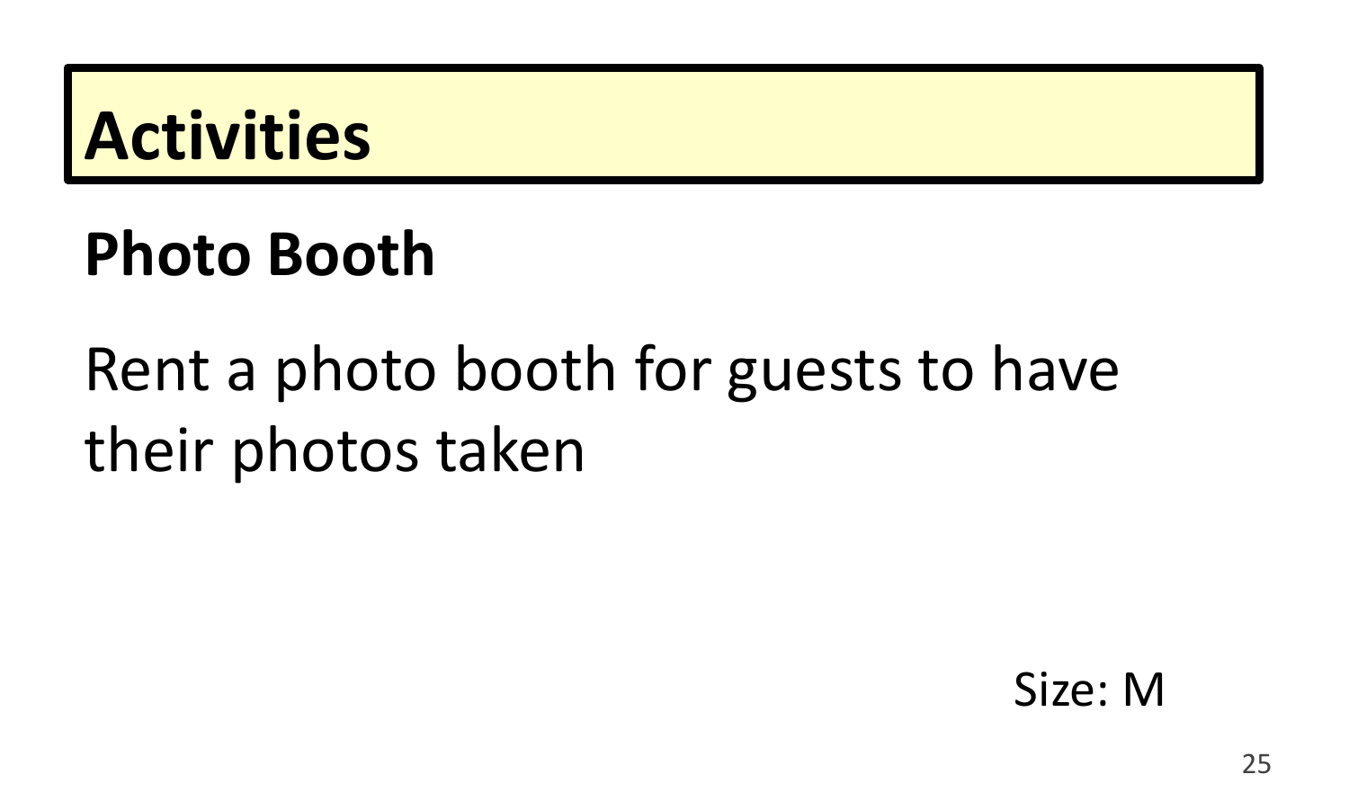# Activities

## Photo Booth

Rent a photo booth for guests to have their photos taken

Size: M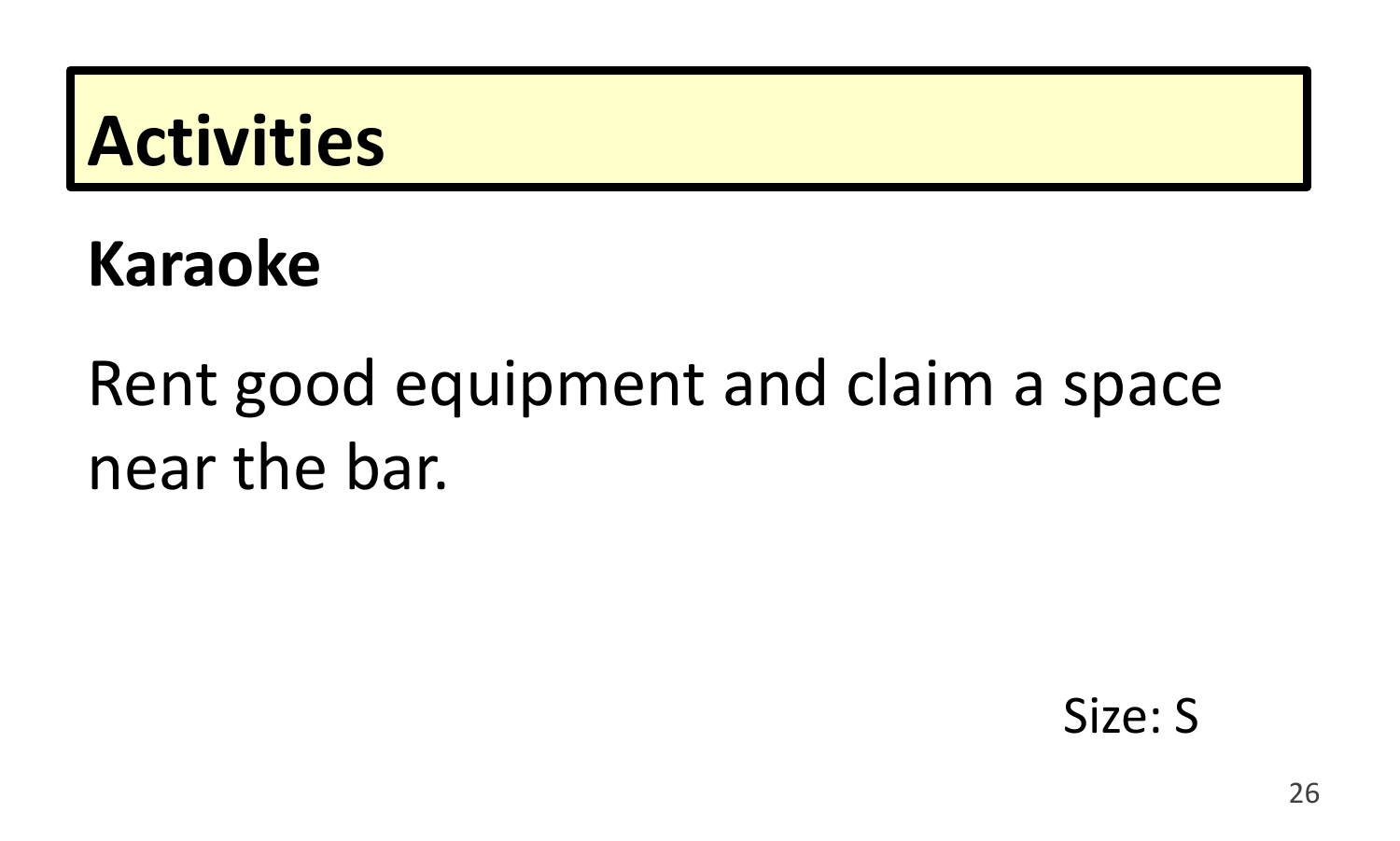# Activities

## Karaoke

Rent good equipment and claim a space near the bar.

Size: S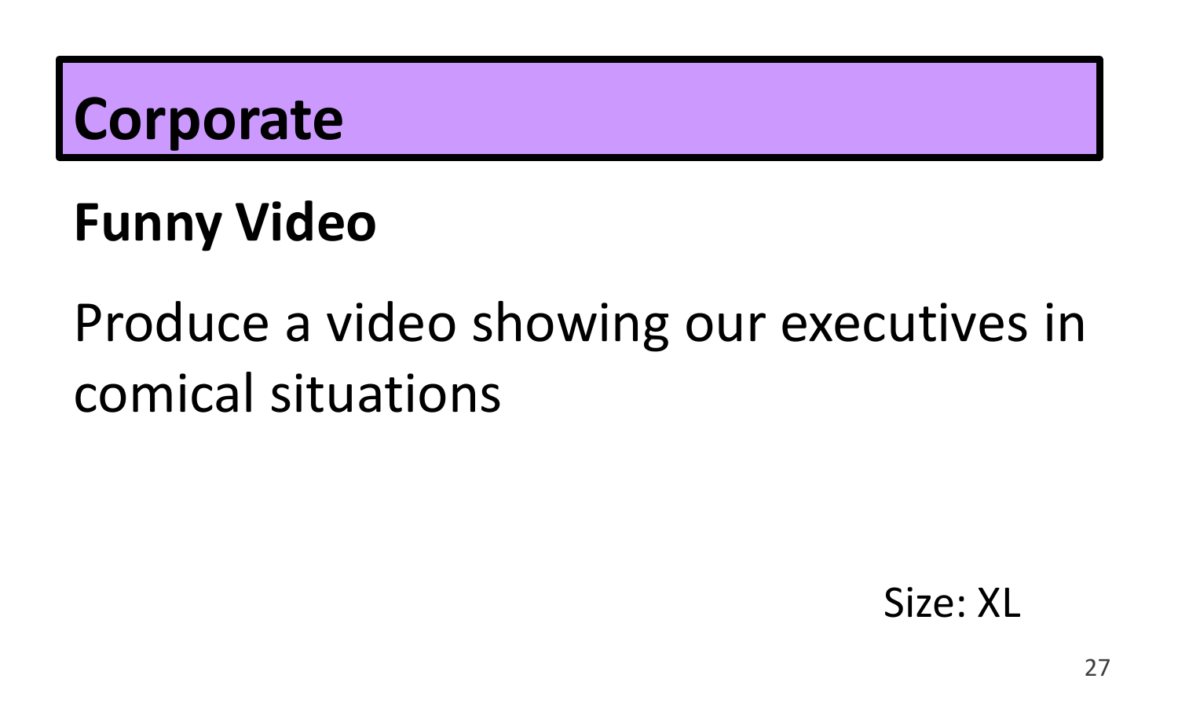# Corporate

## Funny Video

Produce a video showing our executives in comical situations

Size: XL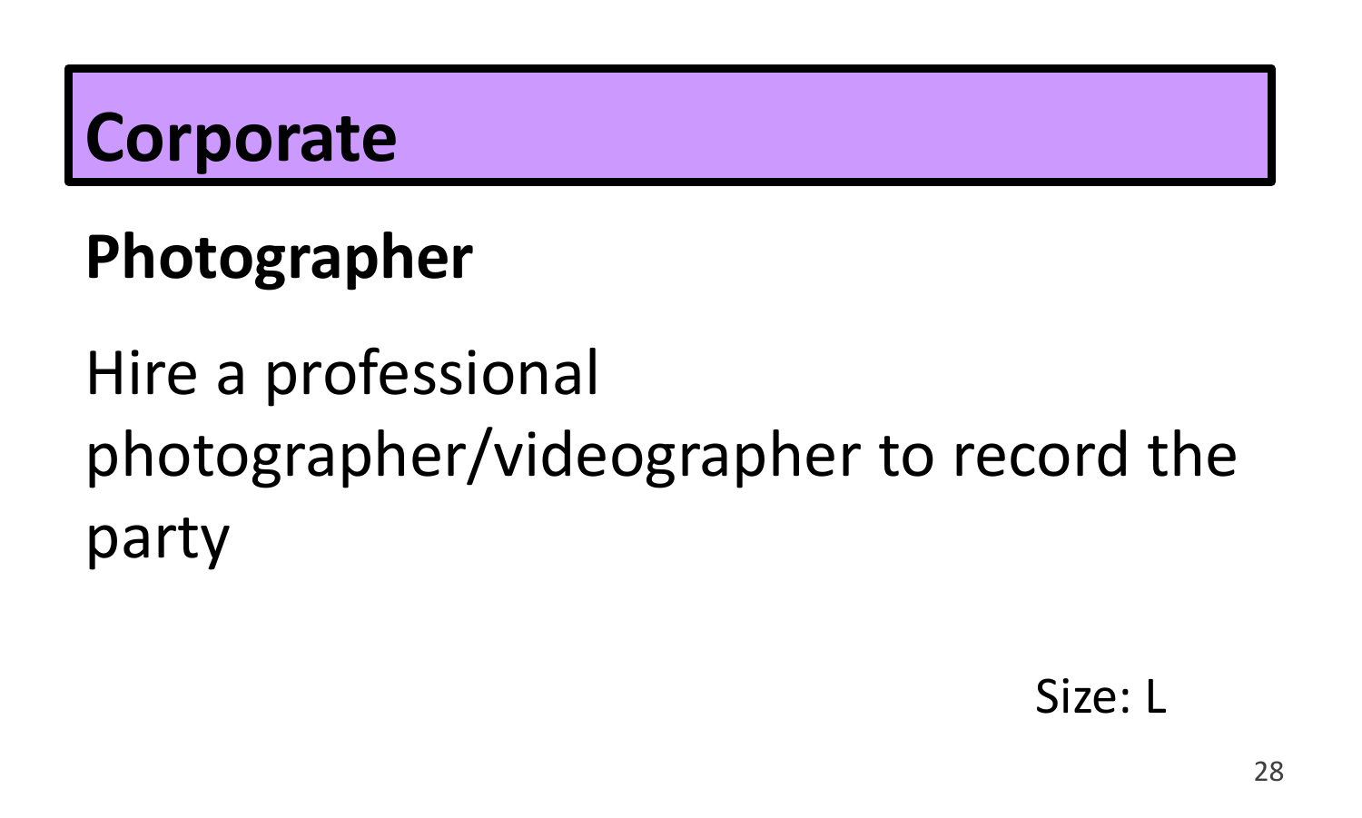# Corporate

## Photographer

Hire a professional photographer/videographer to record the party

Size: L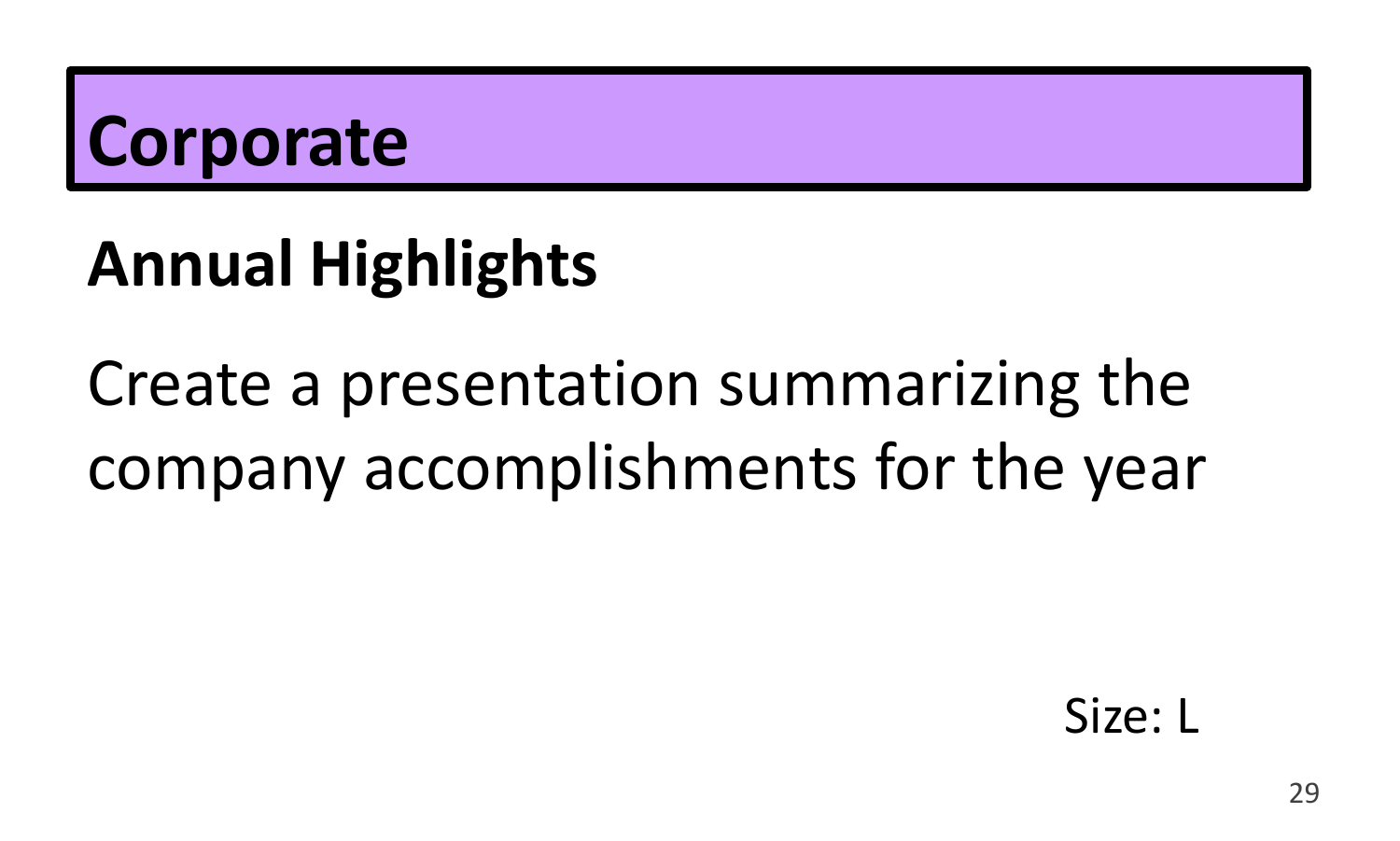# Corporate

## Annual Highlights

Create a presentation summarizing the company accomplishments for the year

Size: L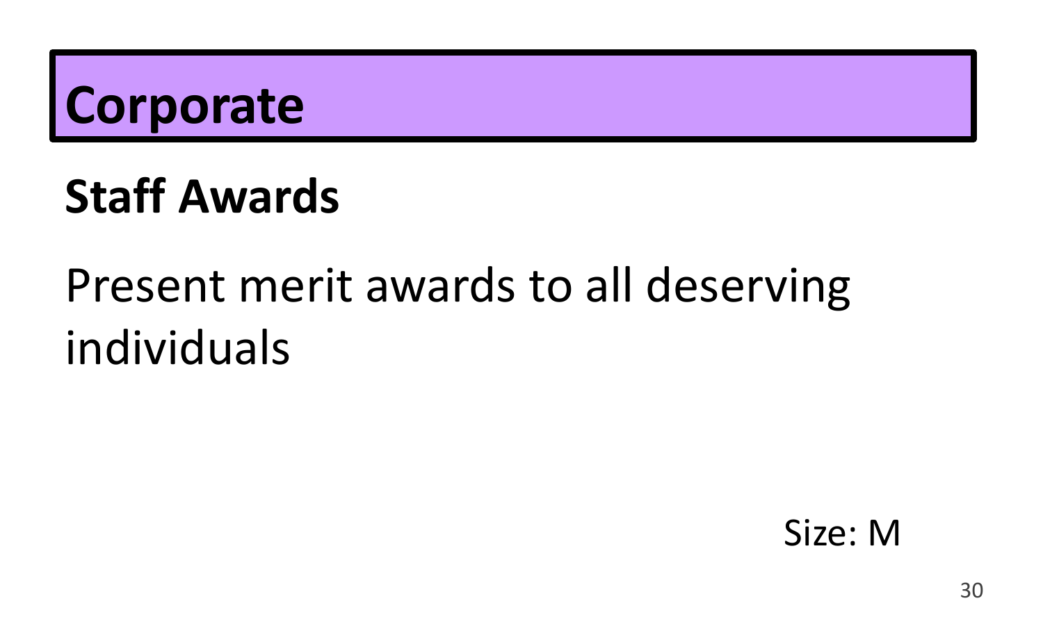# Corporate

## Staff Awards

Present merit awards to all deserving individuals

Size: M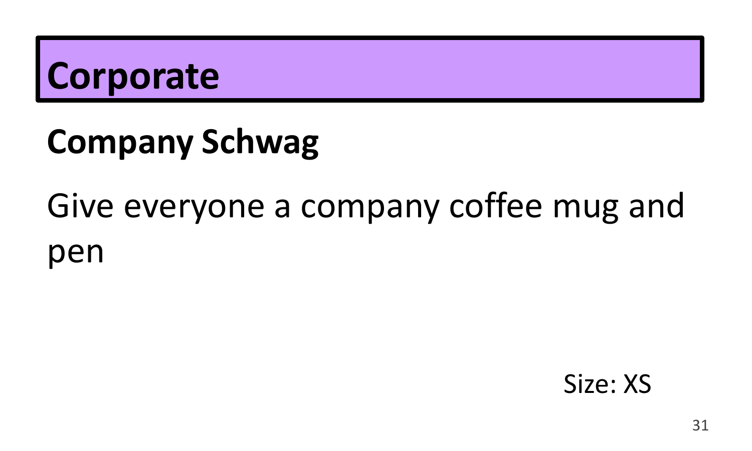# Corporate

## Company Schwag

Give everyone a company coffee mug and pen

Size: XS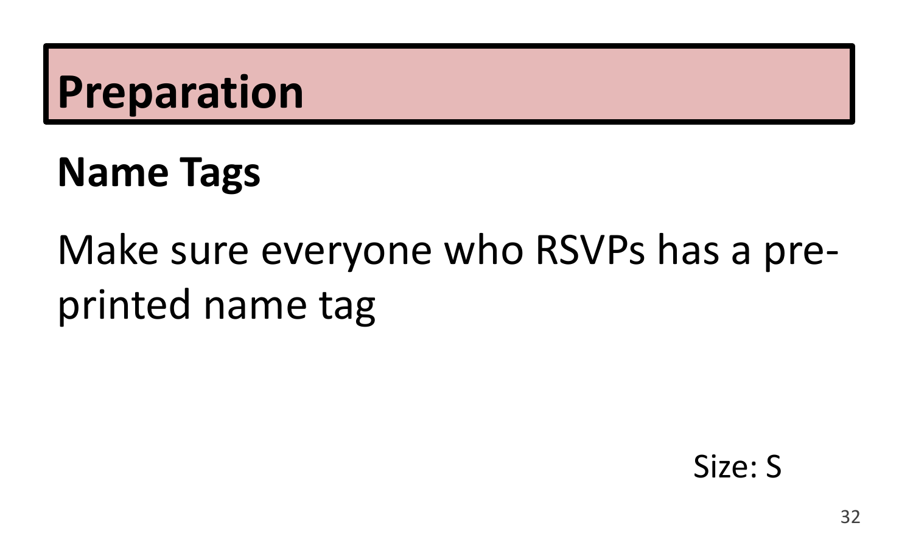# Preparation

## Name Tags

Make sure everyone who RSVPs has a pre-printed name tag

Size: S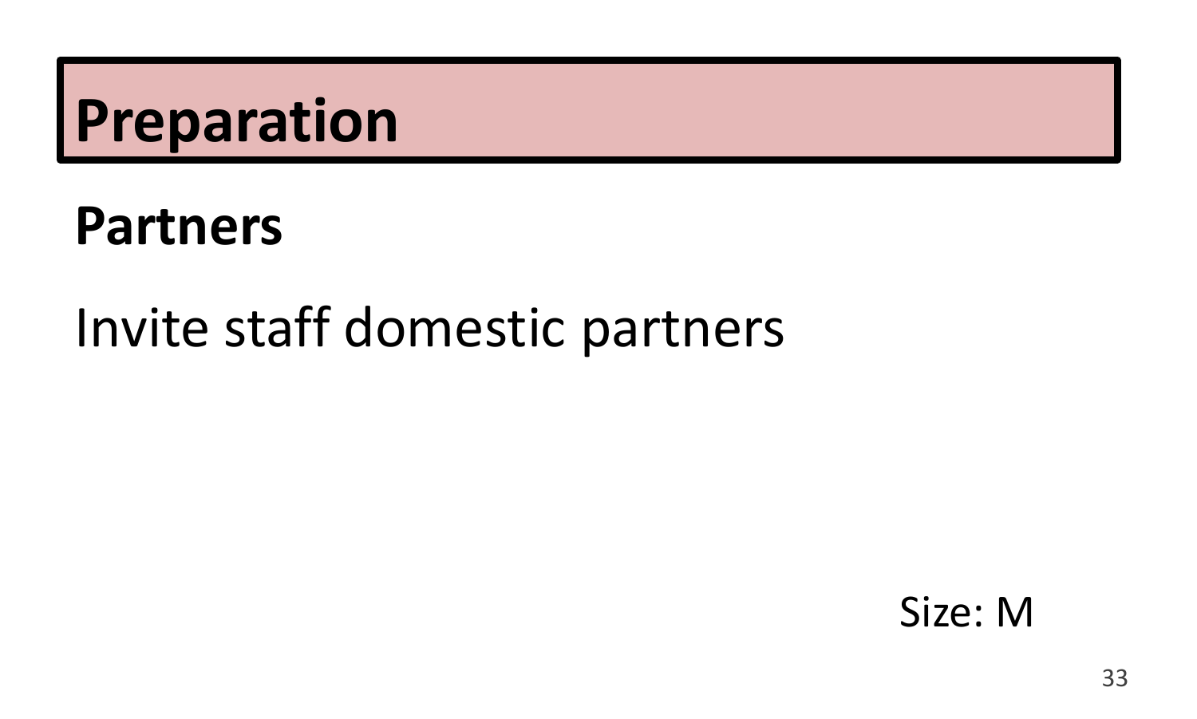# Preparation

## Partners

Invite staff domestic partners

Size: M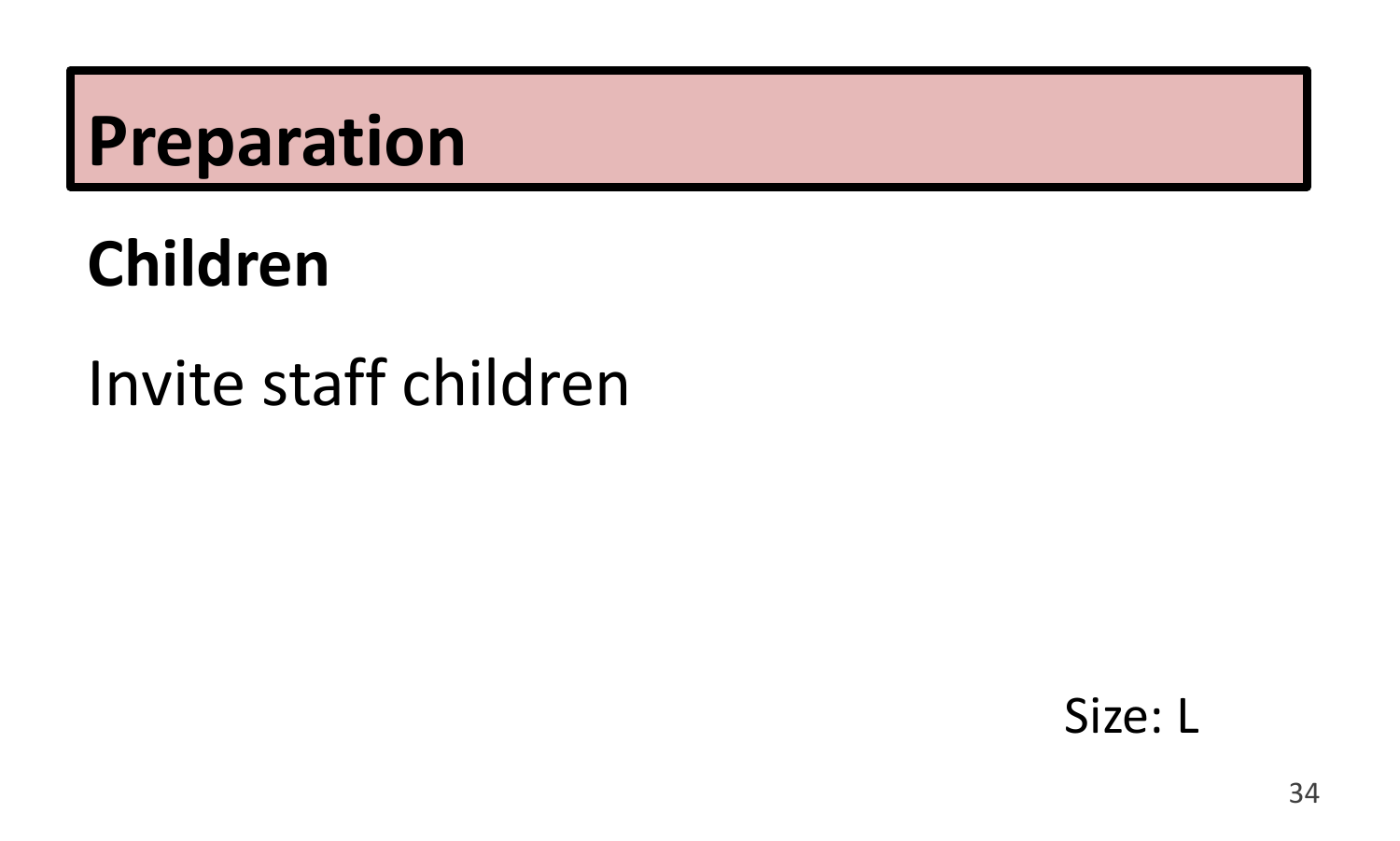# Preparation

## Children

Invite staff children

Size: L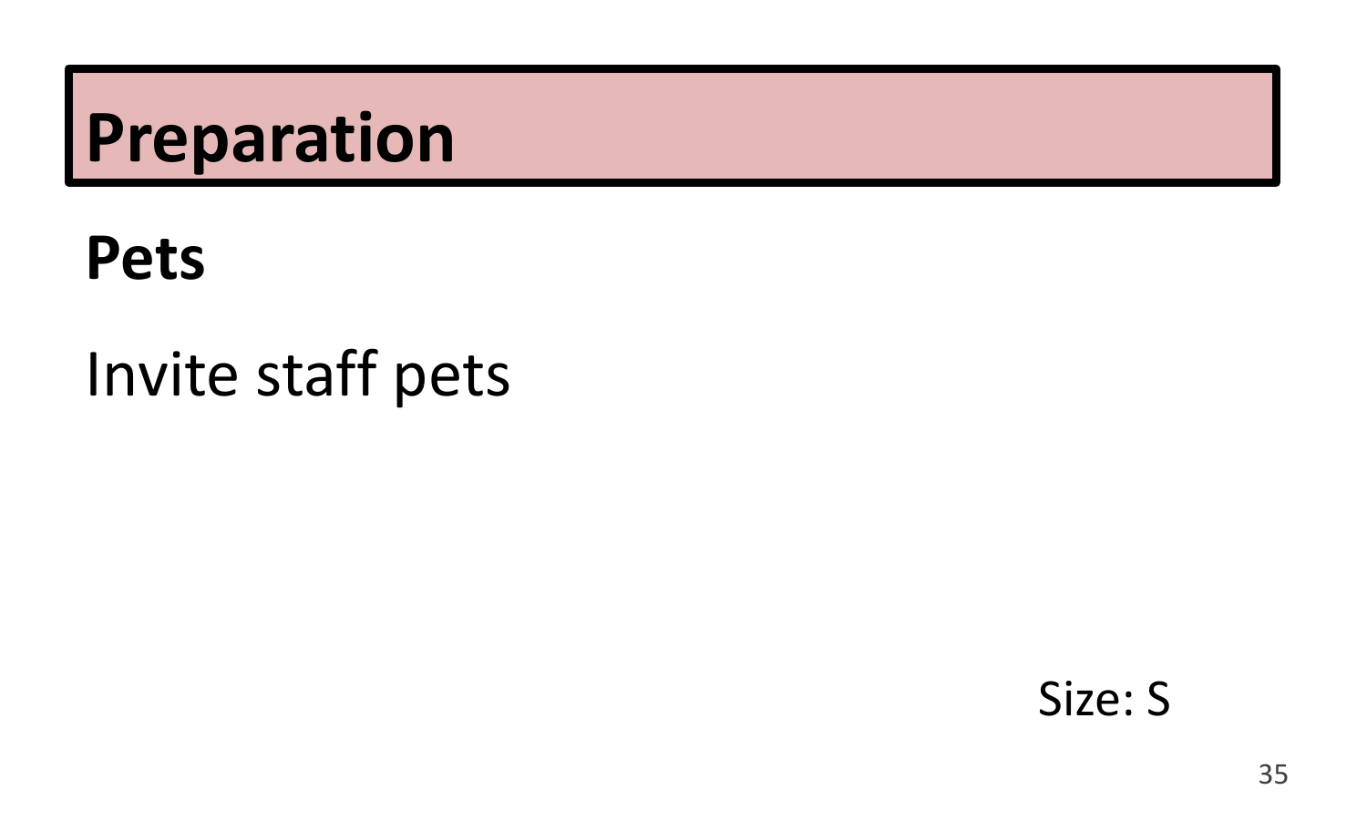# Preparation

## Pets

Invite staff pets

Size: S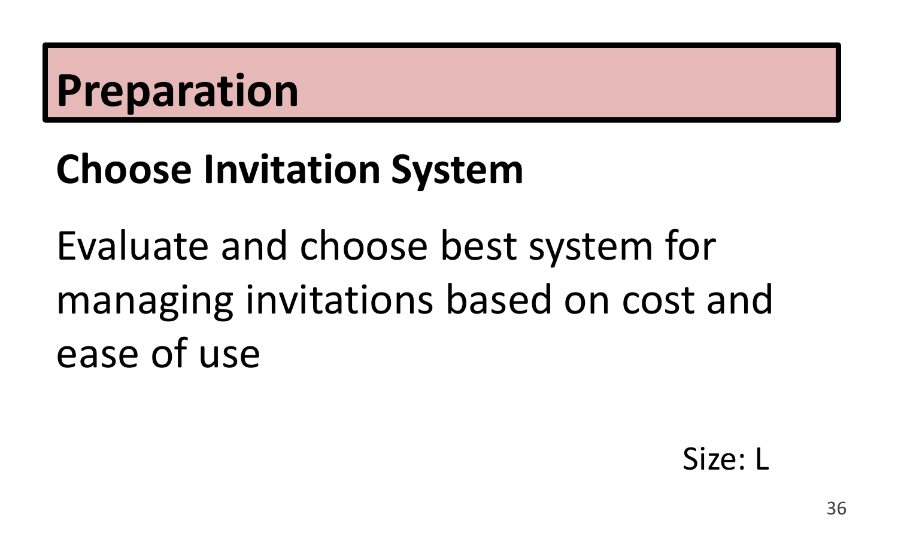# Preparation

## Choose Invitation System

Evaluate and choose best system for managing invitations based on cost and ease of use

Size: L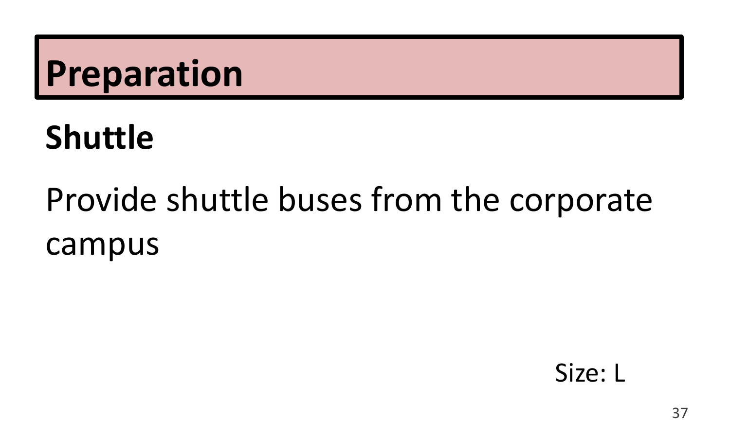# Preparation

## Shuttle

Provide shuttle buses from the corporate campus

Size: L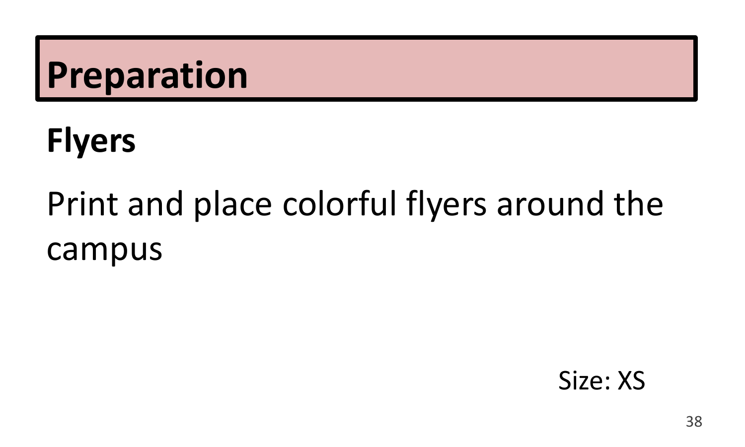# Preparation

## Flyers

Print and place colorful flyers around the campus

Size: XS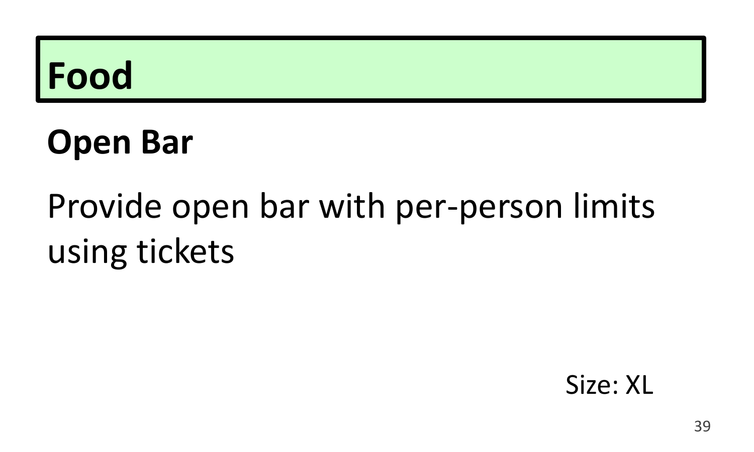# Food

## Open Bar

Provide open bar with per-person limits using tickets

Size: XL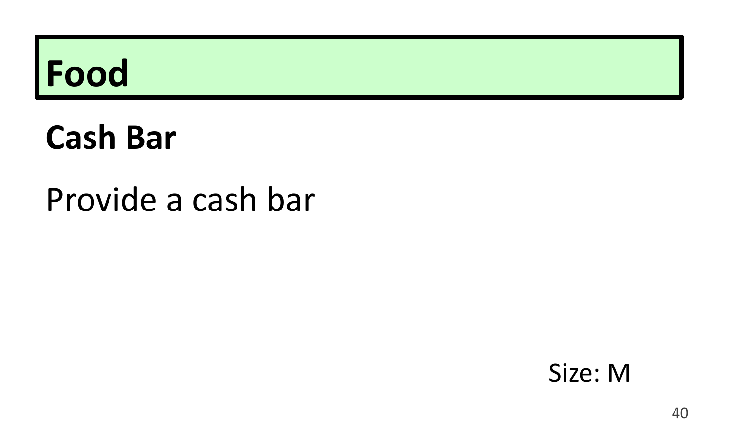# Food

## Cash Bar

Provide a cash bar

Size: M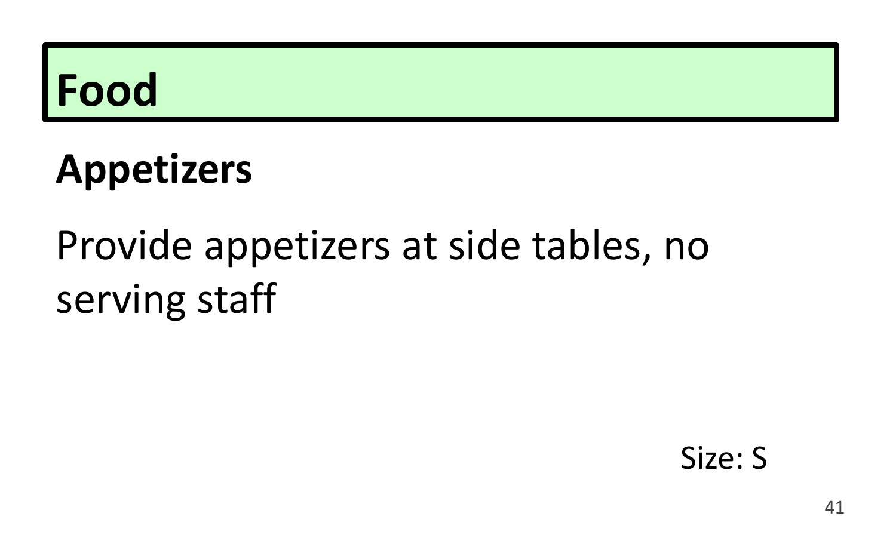# Food

## Appetizers

Provide appetizers at side tables, no serving staff

Size: S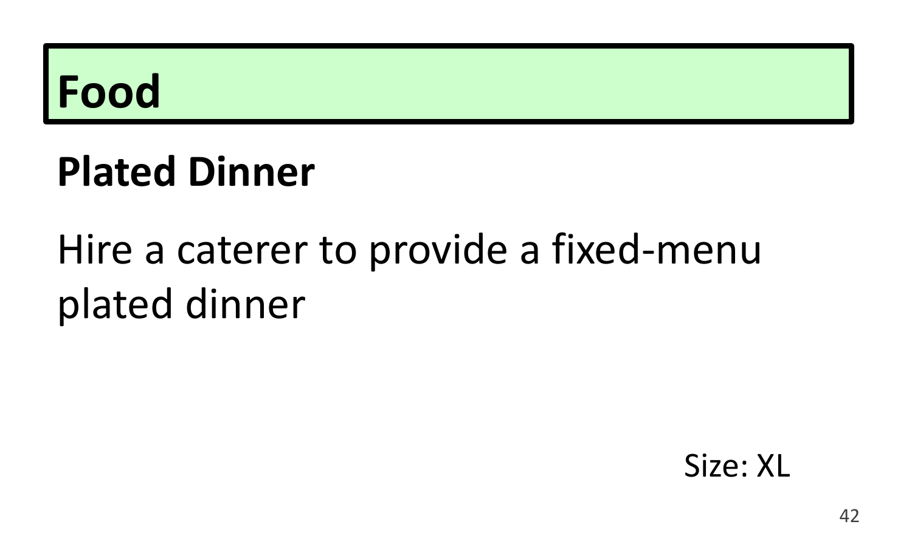# Food

## Plated Dinner

Hire a caterer to provide a fixed-menu plated dinner

Size: XL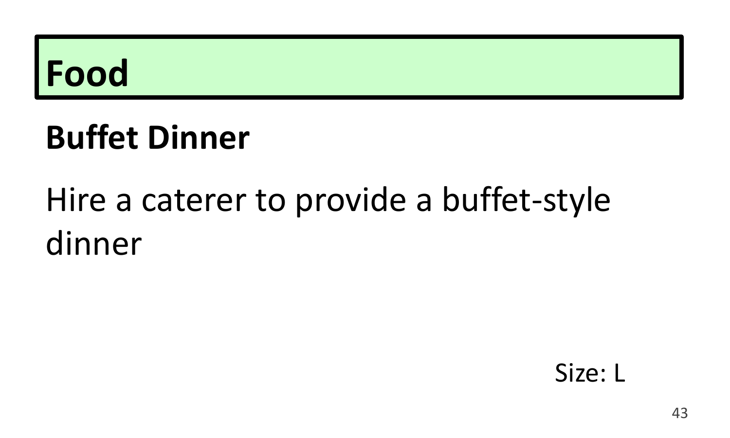# Food

## Buffet Dinner

Hire a caterer to provide a buffet-style dinner

Size: L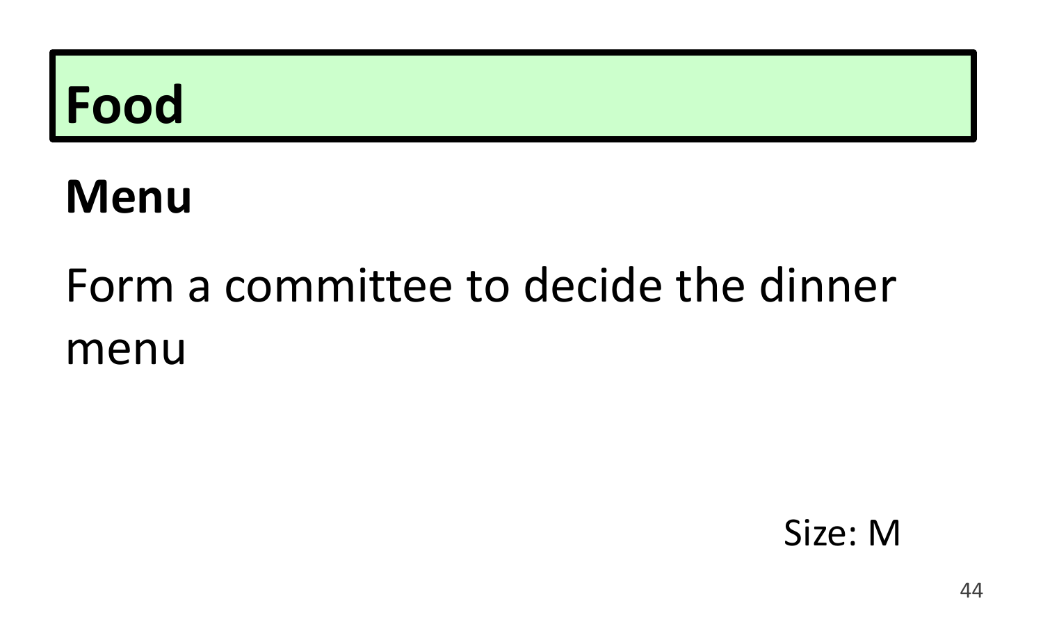# Food

## Menu

Form a committee to decide the dinner menu

Size: M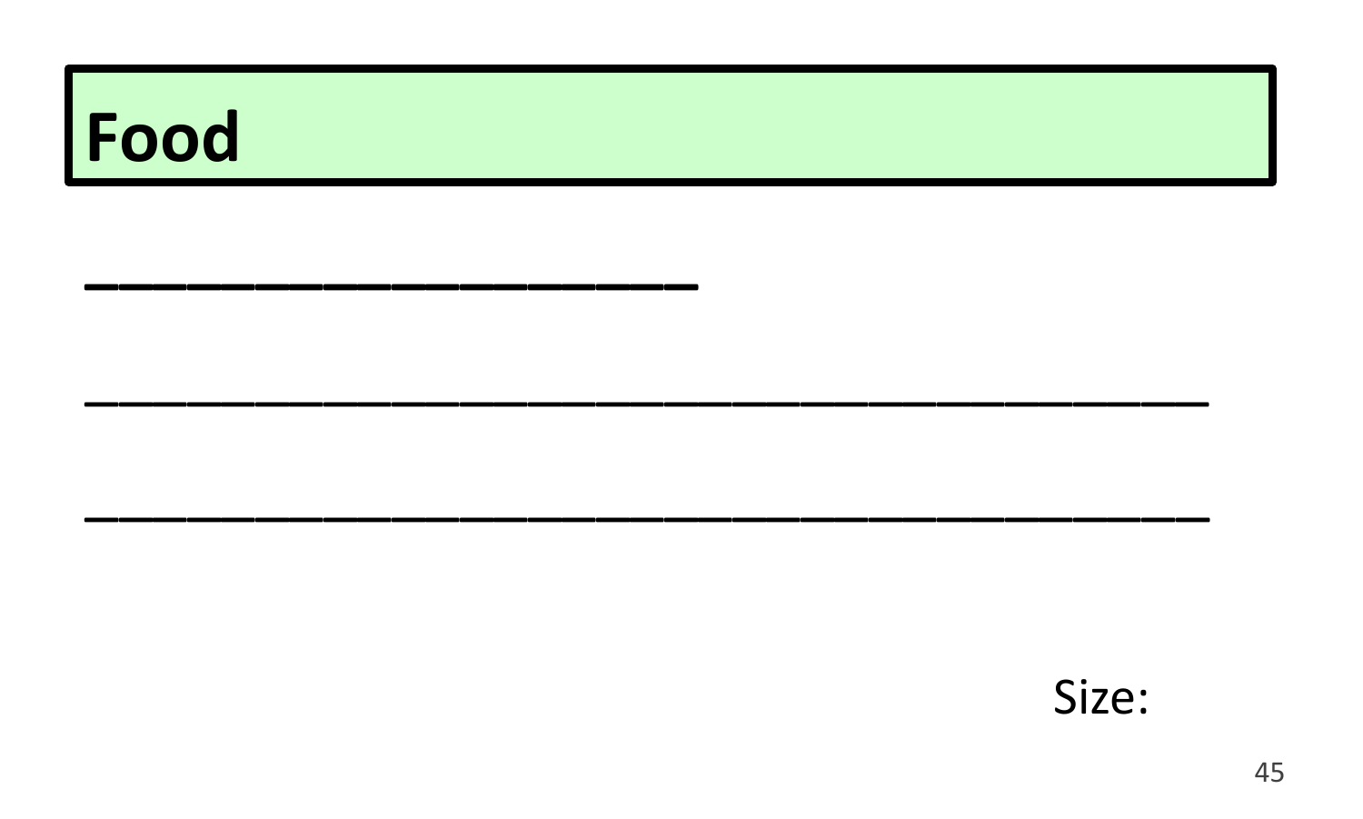# Food

_________________

________________________________

________________________________

Size: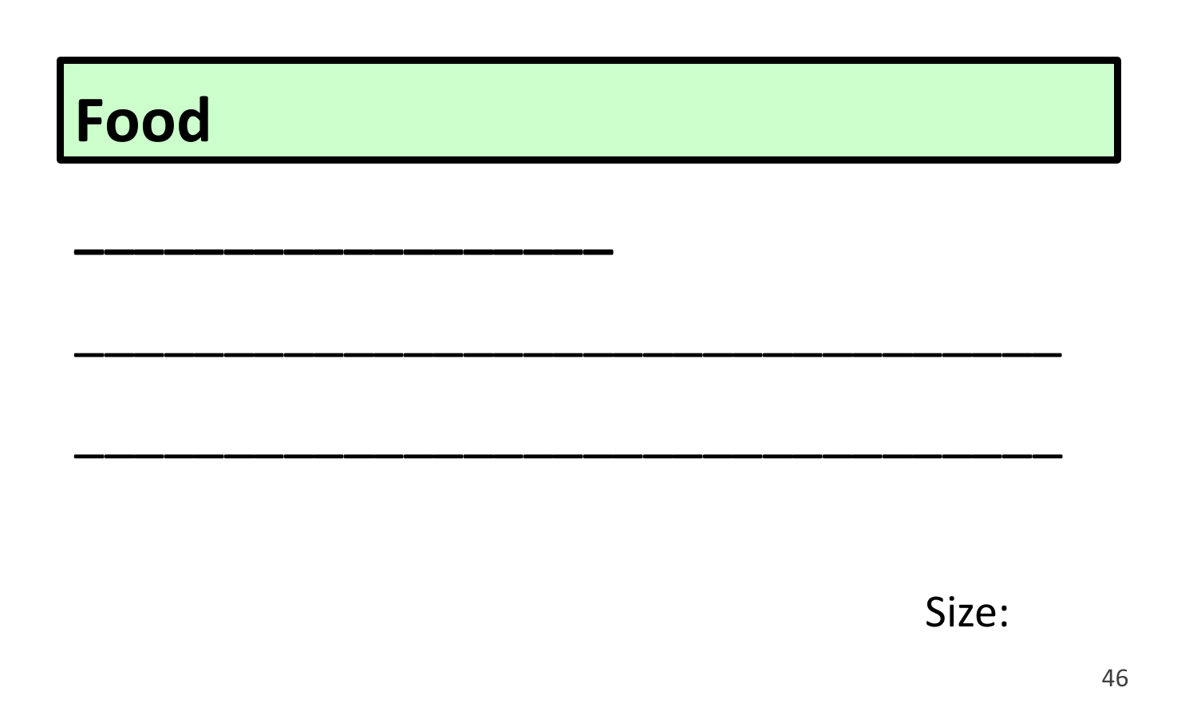# Food

\_\_\_\_\_\_\_\_\_\_\_\_\_\_\_\_\_\_\_\_\_\_\_

\_\_\_\_\_\_\_\_\_\_\_\_\_\_\_\_\_\_\_\_\_\_\_\_\_\_\_\_\_\_\_\_\_\_\_\_\_\_\_\_\_\_

\_\_\_\_\_\_\_\_\_\_\_\_\_\_\_\_\_\_\_\_\_\_\_\_\_\_\_\_\_\_\_\_\_\_\_\_\_\_\_\_\_\_

Size: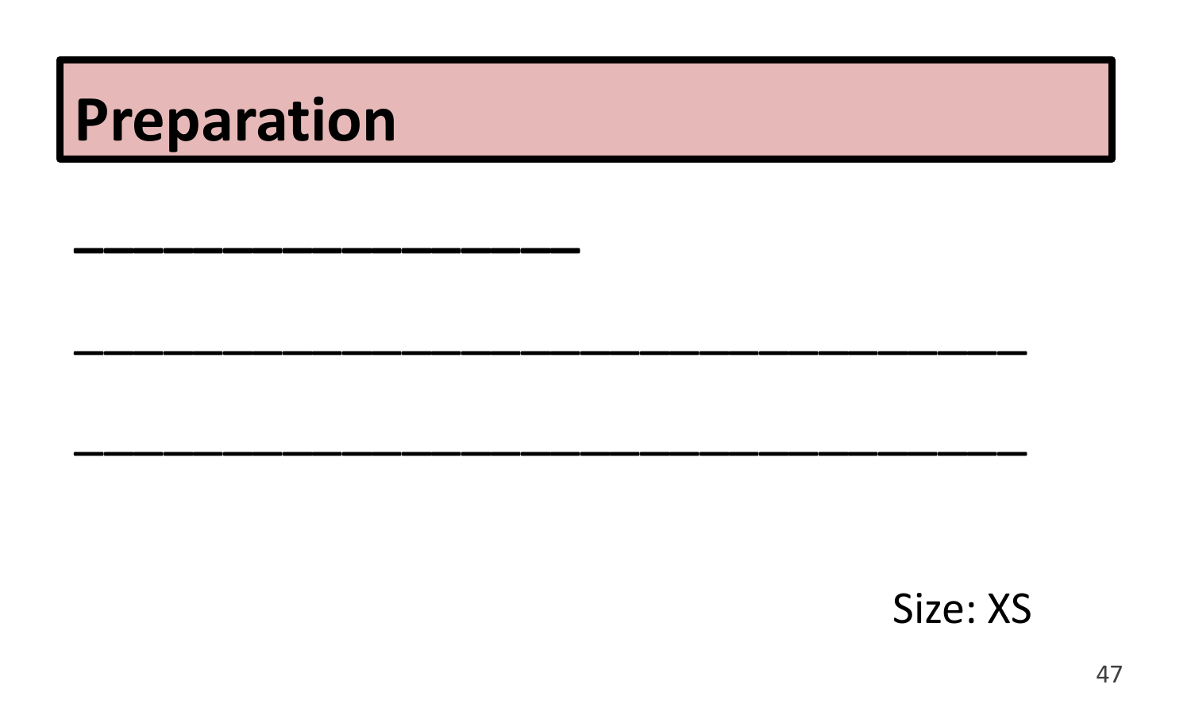# Preparation

_________________

________________________________

________________________________

Size: XS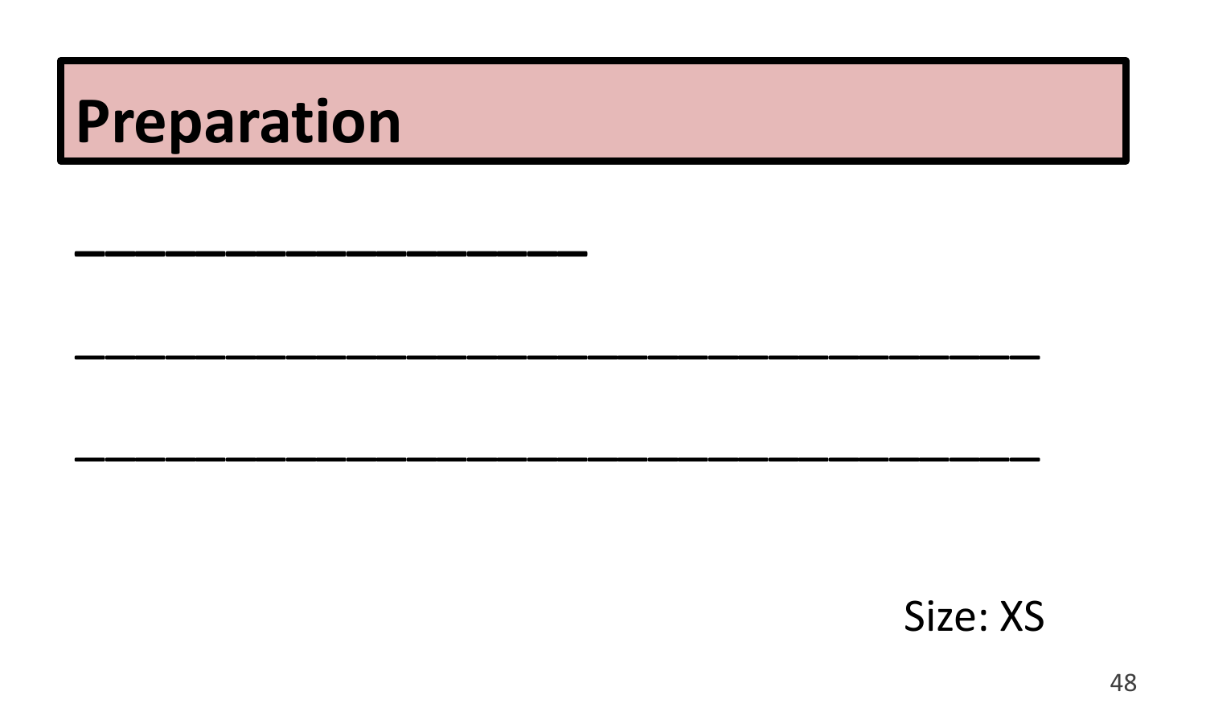# Preparation

_________________

________________________________

________________________________

Size: XS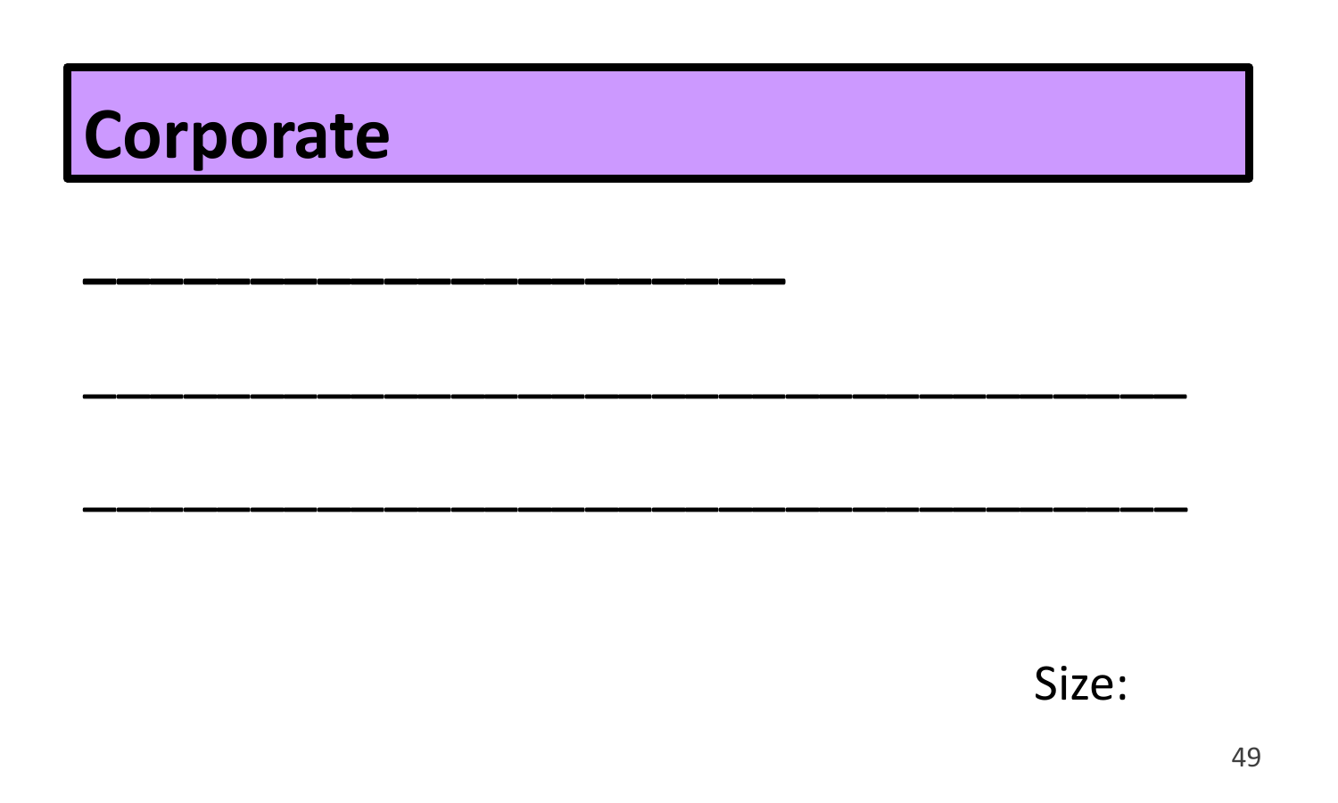# Corporate

_____________________

________________________________

________________________________

Size: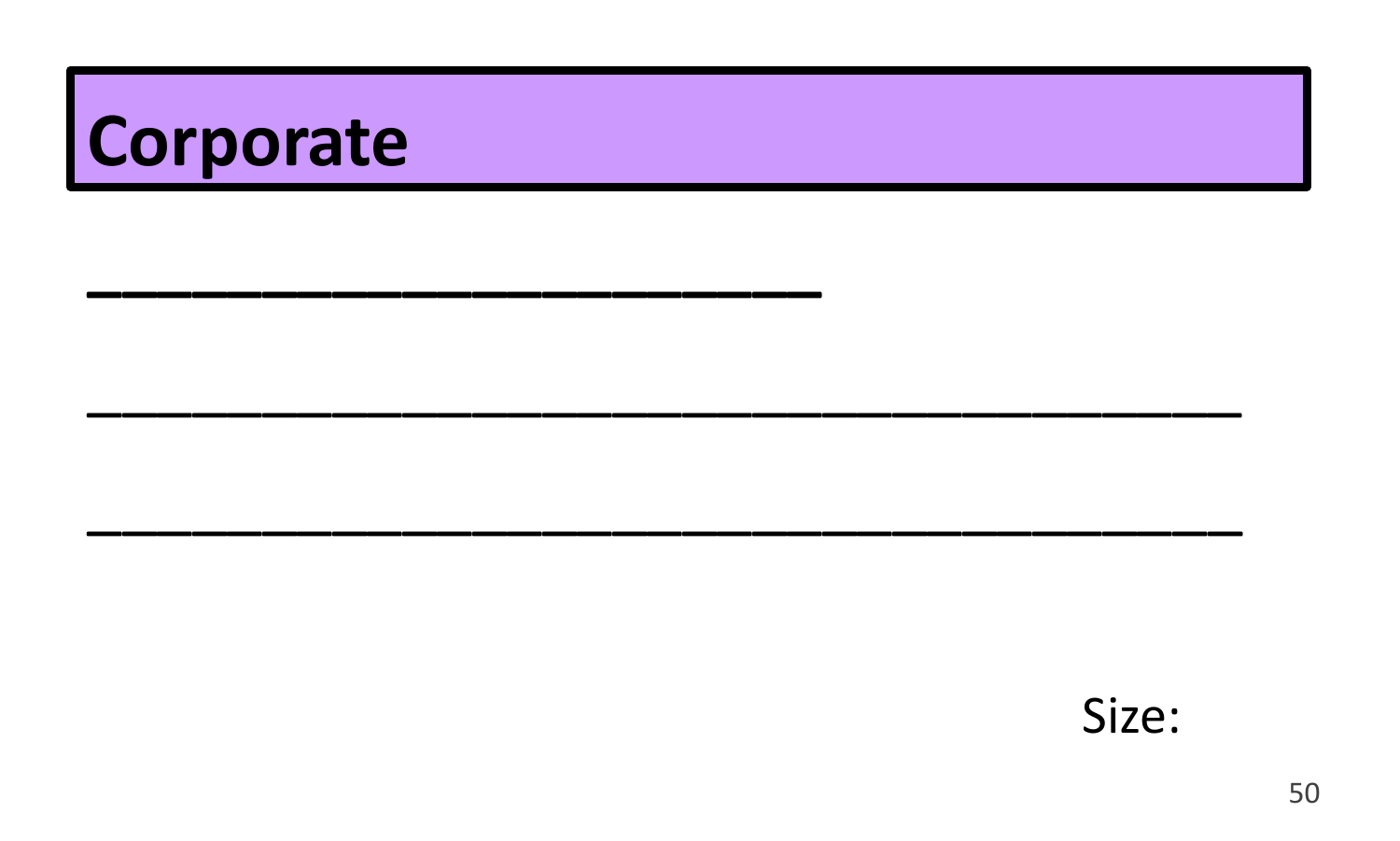# Corporate

_____________________

_________________________________

_________________________________

Size: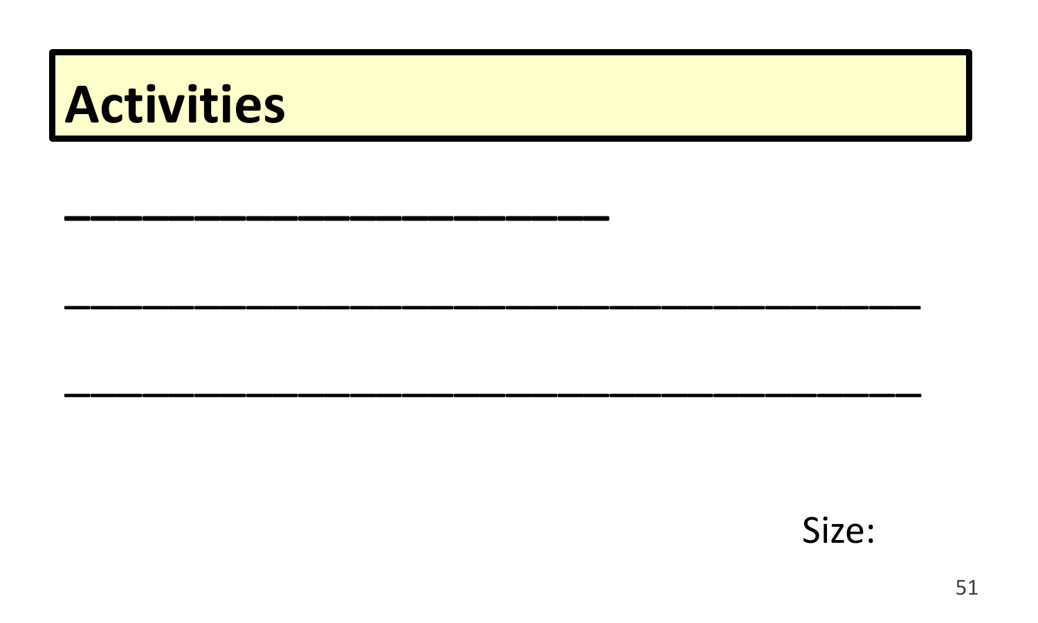# Activities

____________________

________________________________

________________________________

Size: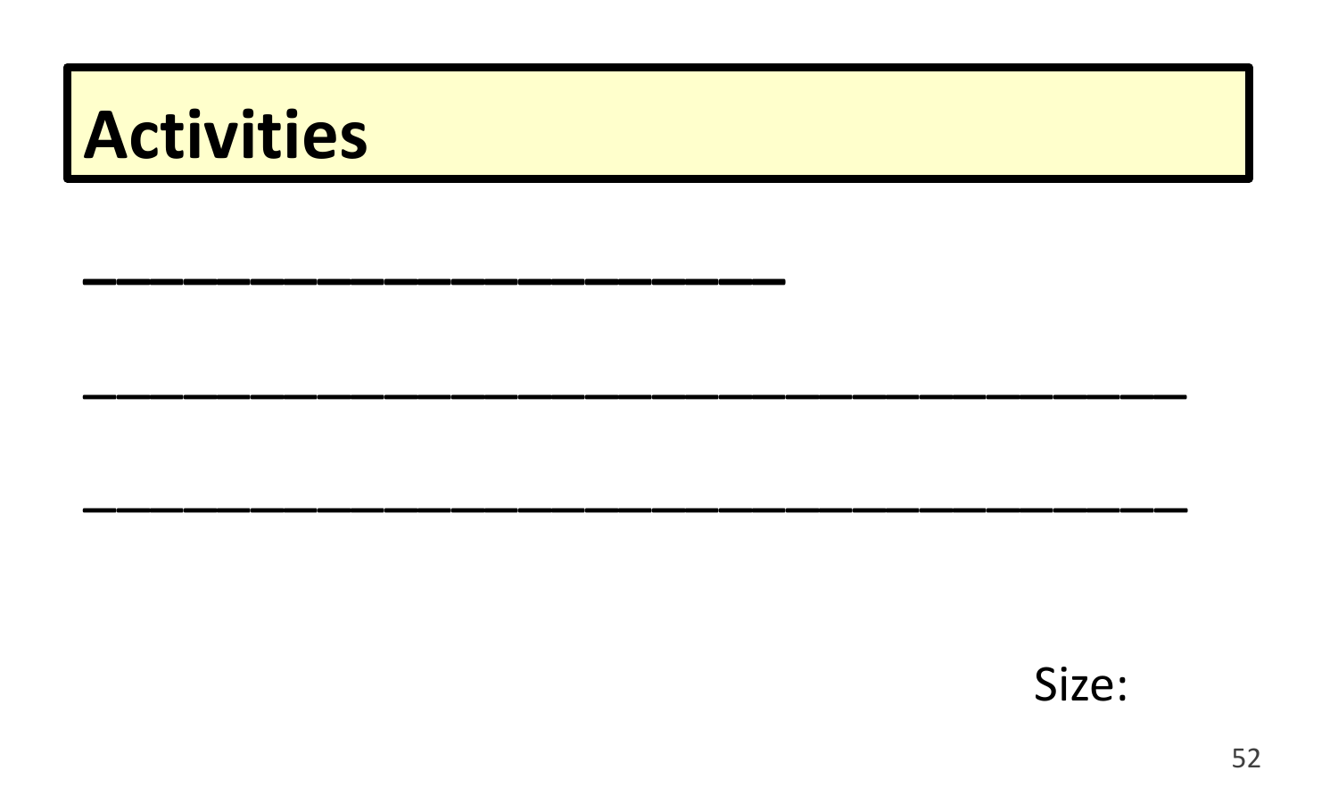# Activities

______________________

___________________________________

___________________________________

Size: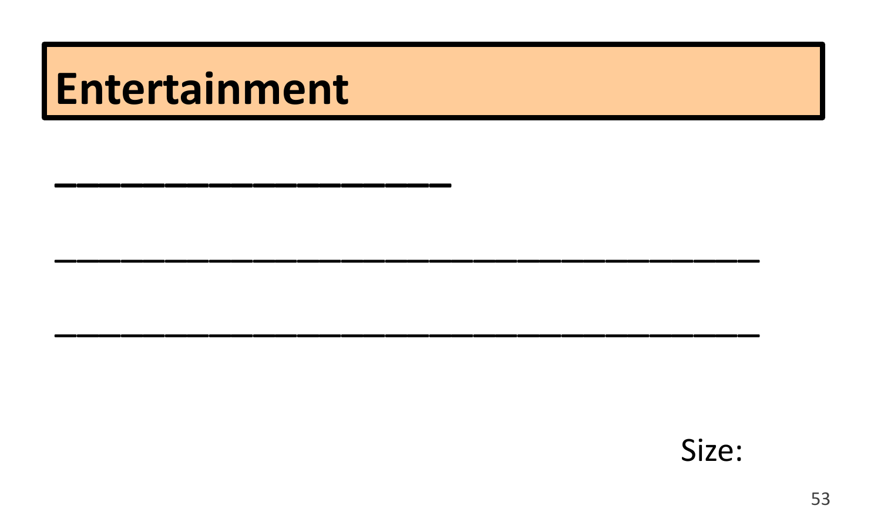# Entertainment

________________________

__________________________________________

__________________________________________

Size: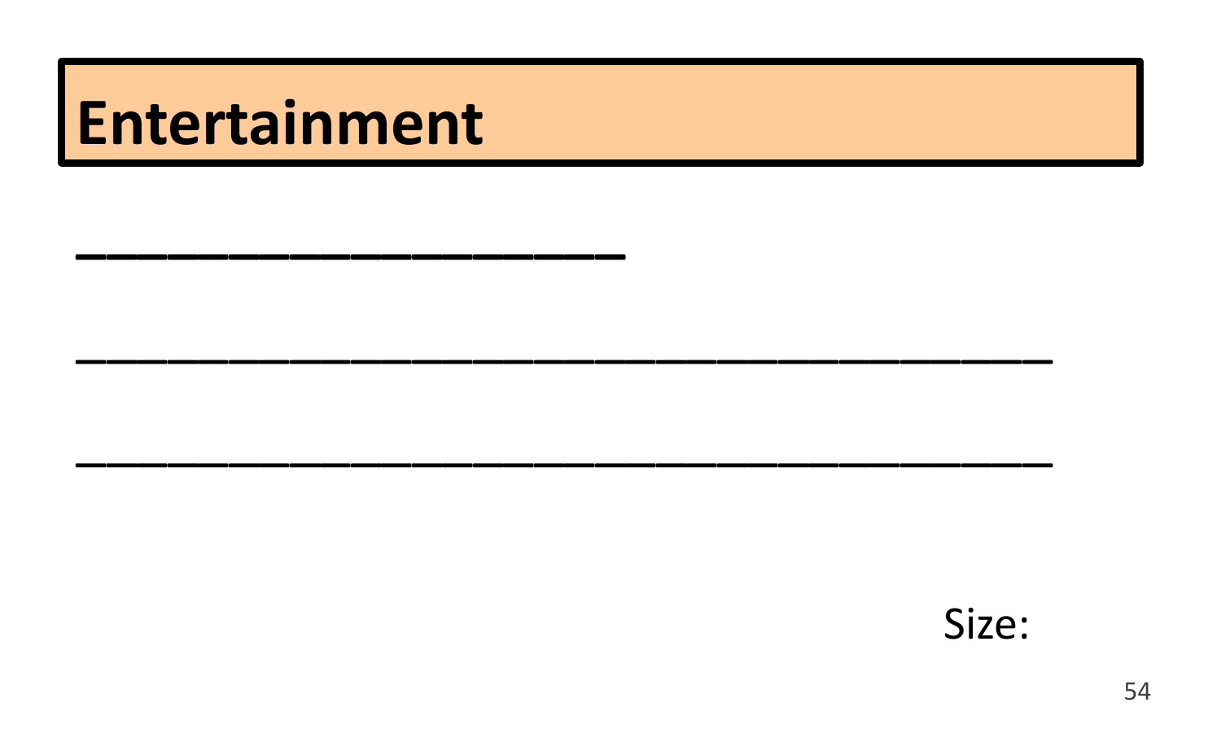# Entertainment

__________________

________________________________

________________________________

Size: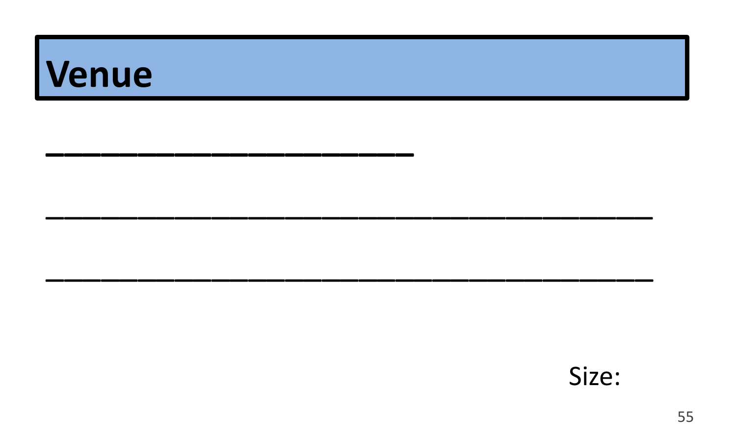# Venue

____________________

_________________________________

_________________________________

Size: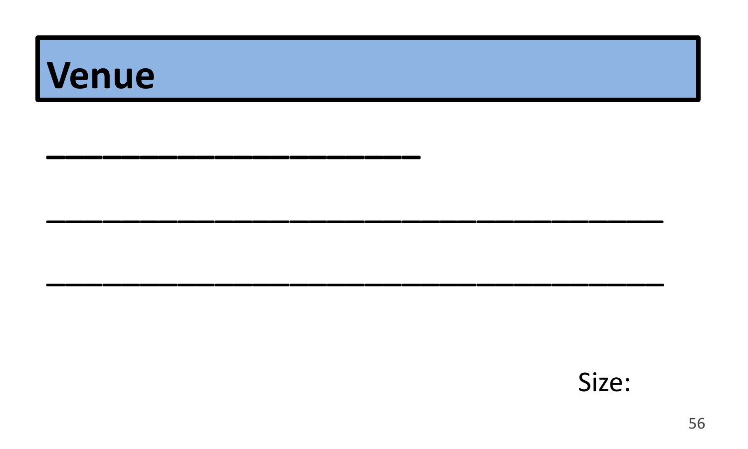# Venue

____________________

_________________________________

_________________________________

Size: